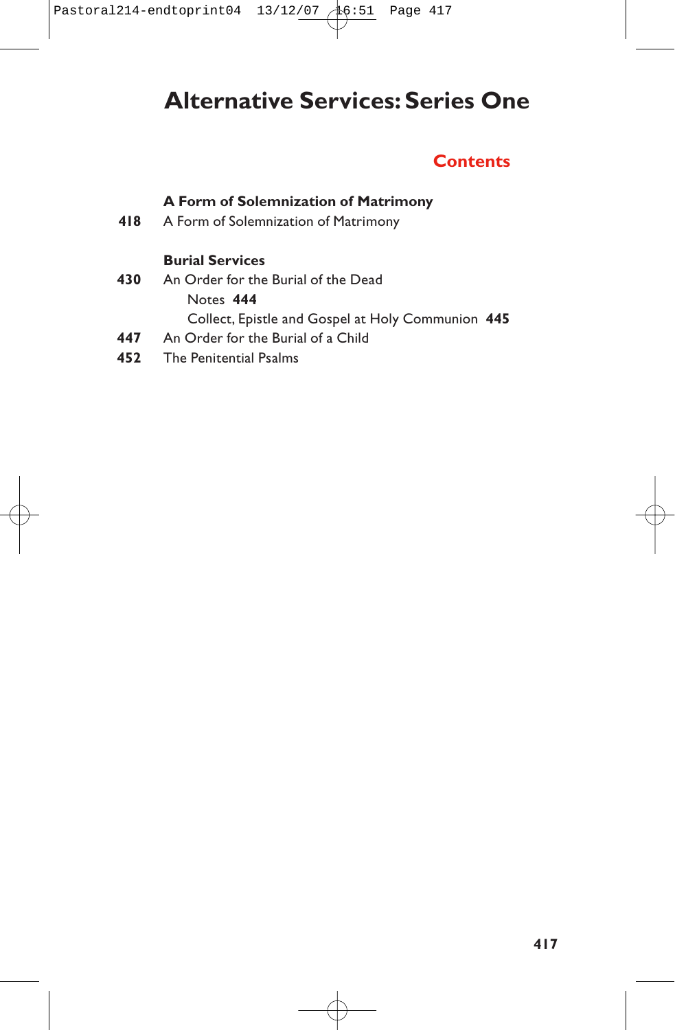# Alternative Services: Series One

## Contents

**A Form of Solemnization of Matrimony**

**418** A Form of Solemnization of Matrimony

**Burial Services**

**430** An Order for the Burial of the Dead

  Notes **444**

  Collect, Epistle and Gospel at Holy Communion **445**

**447** An Order for the Burial of a Child

**452** The Penitential Psalms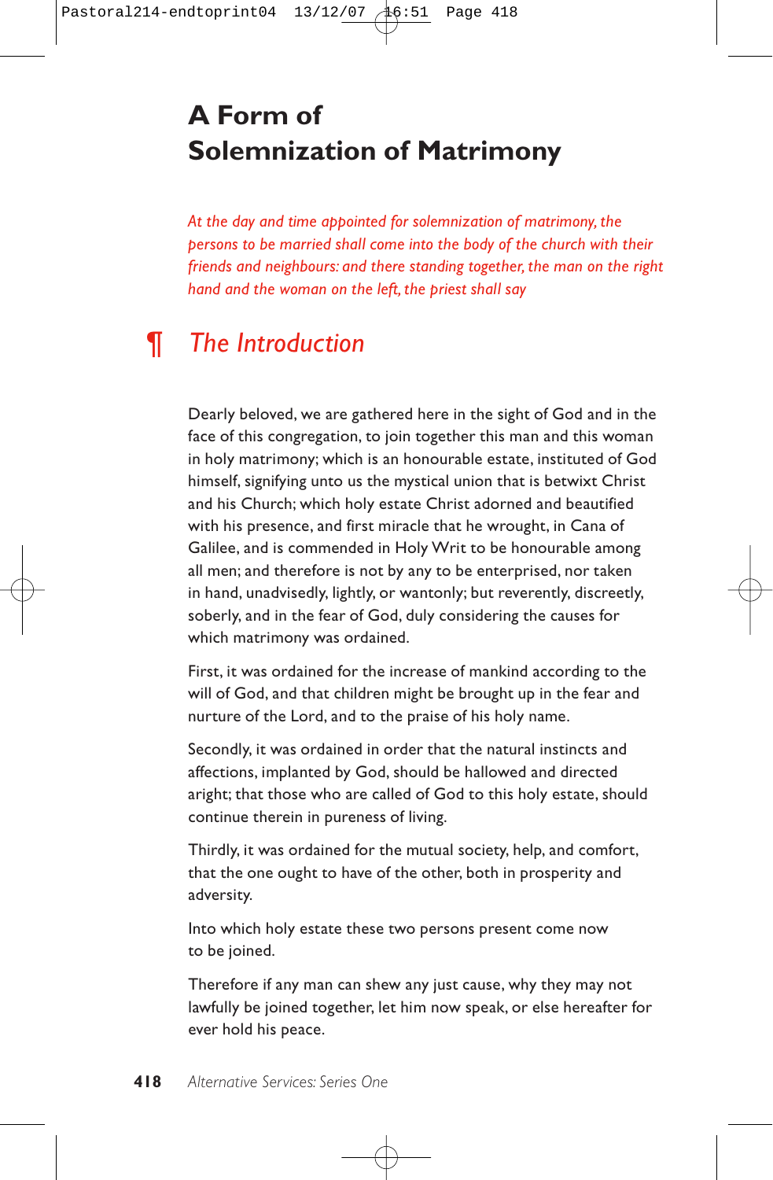# A Form of Solemnization of Matrimony

*At the day and time appointed for solemnization of matrimony, the persons to be married shall come into the body of the church with their friends and neighbours: and there standing together, the man on the right hand and the woman on the left, the priest shall say*

## ¶ *The Introduction*

Dearly beloved, we are gathered here in the sight of God and in the face of this congregation, to join together this man and this woman in holy matrimony; which is an honourable estate, instituted of God himself, signifying unto us the mystical union that is betwixt Christ and his Church; which holy estate Christ adorned and beautified with his presence, and first miracle that he wrought, in Cana of Galilee, and is commended in Holy Writ to be honourable among all men; and therefore is not by any to be enterprised, nor taken in hand, unadvisedly, lightly, or wantonly; but reverently, discreetly, soberly, and in the fear of God, duly considering the causes for which matrimony was ordained.

First, it was ordained for the increase of mankind according to the will of God, and that children might be brought up in the fear and nurture of the Lord, and to the praise of his holy name.

Secondly, it was ordained in order that the natural instincts and affections, implanted by God, should be hallowed and directed aright; that those who are called of God to this holy estate, should continue therein in pureness of living.

Thirdly, it was ordained for the mutual society, help, and comfort, that the one ought to have of the other, both in prosperity and adversity.

Into which holy estate these two persons present come now to be joined.

Therefore if any man can shew any just cause, why they may not lawfully be joined together, let him now speak, or else hereafter for ever hold his peace.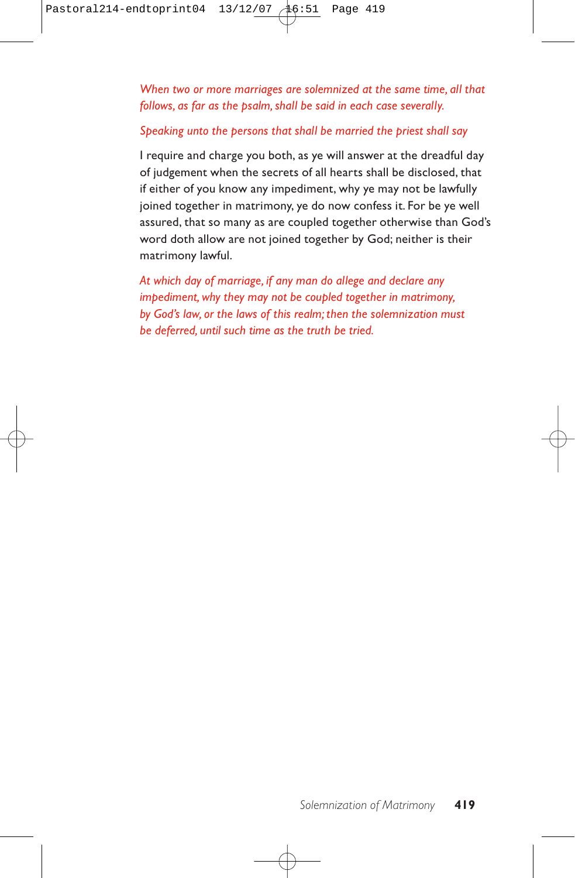*When two or more marriages are solemnized at the same time, all that follows, as far as the psalm, shall be said in each case severally.*

*Speaking unto the persons that shall be married the priest shall say*

I require and charge you both, as ye will answer at the dreadful day of judgement when the secrets of all hearts shall be disclosed, that if either of you know any impediment, why ye may not be lawfully joined together in matrimony, ye do now confess it. For be ye well assured, that so many as are coupled together otherwise than God's word doth allow are not joined together by God; neither is their matrimony lawful.

*At which day of marriage, if any man do allege and declare any impediment, why they may not be coupled together in matrimony, by God's law, or the laws of this realm; then the solemnization must be deferred, until such time as the truth be tried.*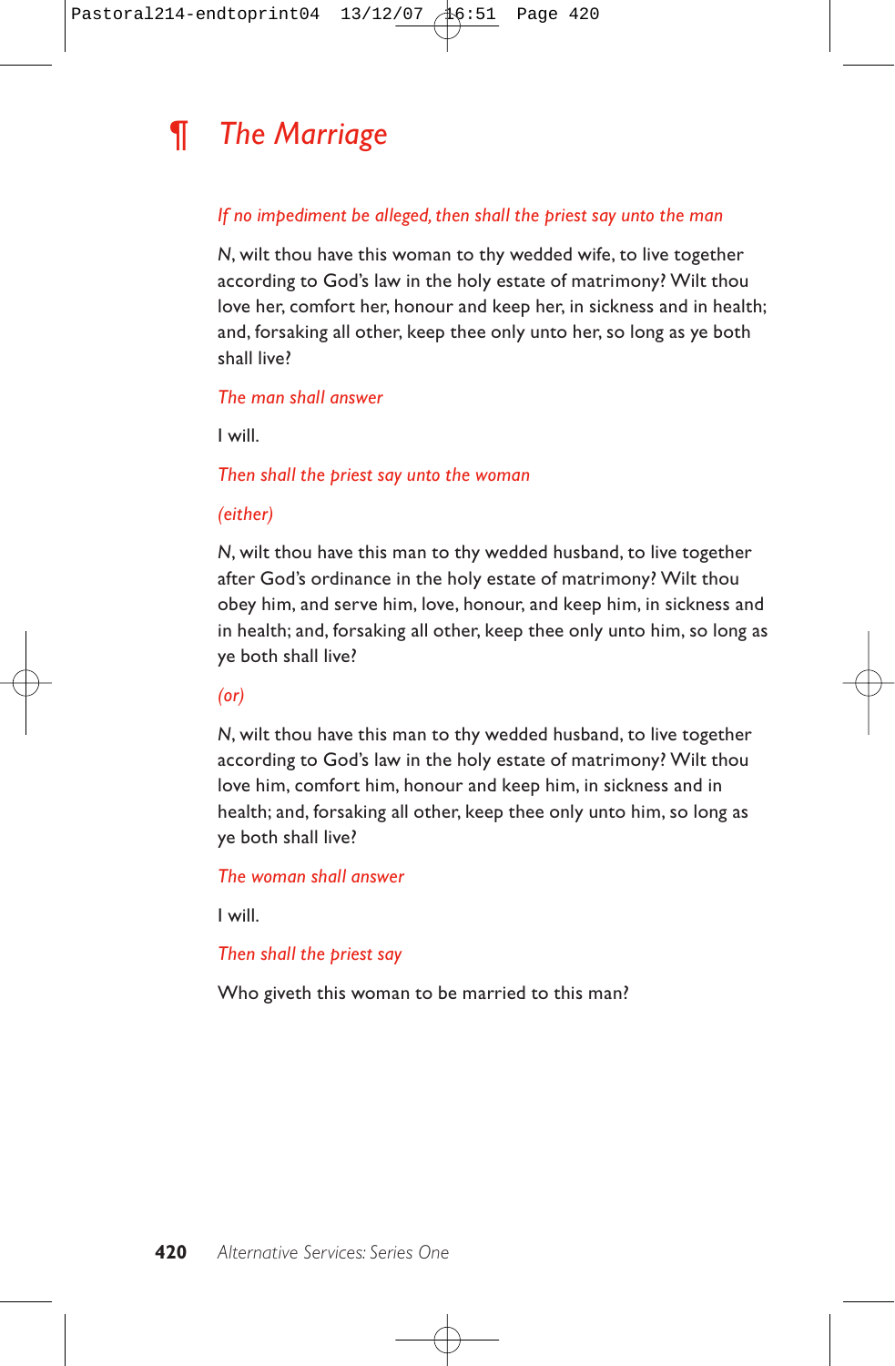# ¶ The Marriage

*If no impediment be alleged, then shall the priest say unto the man*

*N*, wilt thou have this woman to thy wedded wife, to live together according to God's law in the holy estate of matrimony? Wilt thou love her, comfort her, honour and keep her, in sickness and in health; and, forsaking all other, keep thee only unto her, so long as ye both shall live?

*The man shall answer*

I will.

*Then shall the priest say unto the woman*

*(either)*

*N*, wilt thou have this man to thy wedded husband, to live together after God's ordinance in the holy estate of matrimony? Wilt thou obey him, and serve him, love, honour, and keep him, in sickness and in health; and, forsaking all other, keep thee only unto him, so long as ye both shall live?

*(or)*

*N*, wilt thou have this man to thy wedded husband, to live together according to God's law in the holy estate of matrimony? Wilt thou love him, comfort him, honour and keep him, in sickness and in health; and, forsaking all other, keep thee only unto him, so long as ye both shall live?

*The woman shall answer*

I will.

*Then shall the priest say*

Who giveth this woman to be married to this man?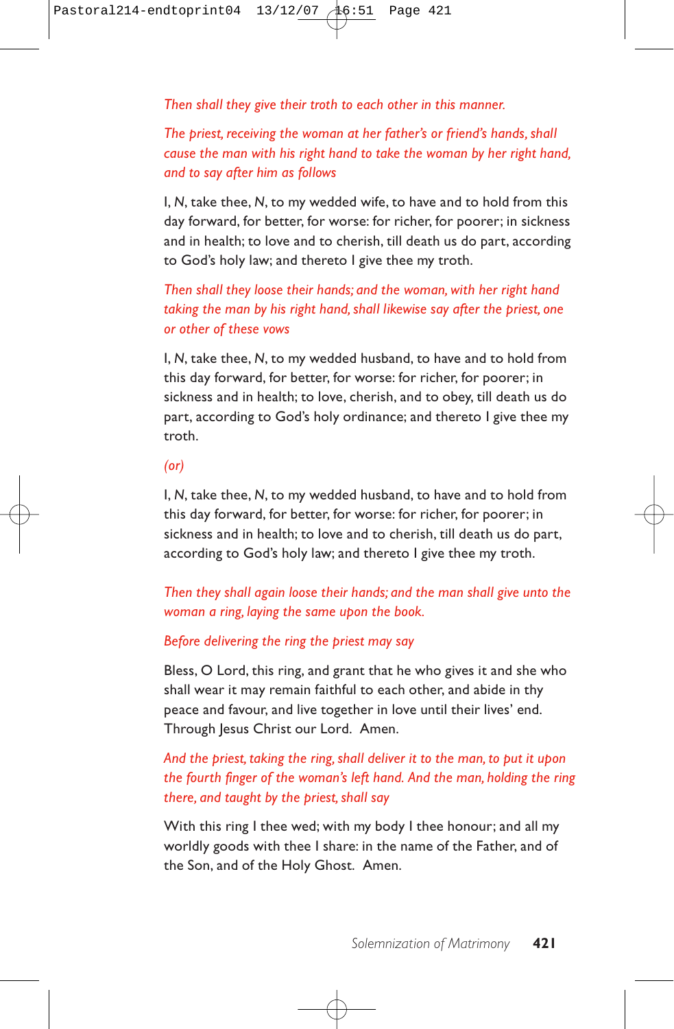*Then shall they give their troth to each other in this manner.*

*The priest, receiving the woman at her father's or friend's hands, shall cause the man with his right hand to take the woman by her right hand, and to say after him as follows*

I, *N*, take thee, *N*, to my wedded wife, to have and to hold from this day forward, for better, for worse: for richer, for poorer; in sickness and in health; to love and to cherish, till death us do part, according to God's holy law; and thereto I give thee my troth.

*Then shall they loose their hands; and the woman, with her right hand taking the man by his right hand, shall likewise say after the priest, one or other of these vows*

I, *N*, take thee, *N*, to my wedded husband, to have and to hold from this day forward, for better, for worse: for richer, for poorer; in sickness and in health; to love, cherish, and to obey, till death us do part, according to God's holy ordinance; and thereto I give thee my troth.

*(or)*

I, *N*, take thee, *N*, to my wedded husband, to have and to hold from this day forward, for better, for worse: for richer, for poorer; in sickness and in health; to love and to cherish, till death us do part, according to God's holy law; and thereto I give thee my troth.

*Then they shall again loose their hands; and the man shall give unto the woman a ring, laying the same upon the book.*

*Before delivering the ring the priest may say*

Bless, O Lord, this ring, and grant that he who gives it and she who shall wear it may remain faithful to each other, and abide in thy peace and favour, and live together in love until their lives' end. Through Jesus Christ our Lord. Amen.

*And the priest, taking the ring, shall deliver it to the man, to put it upon the fourth finger of the woman's left hand. And the man, holding the ring there, and taught by the priest, shall say*

With this ring I thee wed; with my body I thee honour; and all my worldly goods with thee I share: in the name of the Father, and of the Son, and of the Holy Ghost. Amen.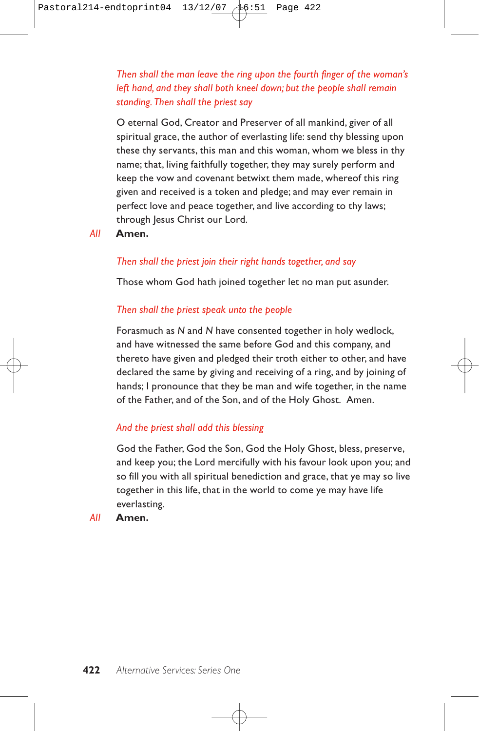*Then shall the man leave the ring upon the fourth finger of the woman's left hand, and they shall both kneel down; but the people shall remain standing. Then shall the priest say*

O eternal God, Creator and Preserver of all mankind, giver of all spiritual grace, the author of everlasting life: send thy blessing upon these thy servants, this man and this woman, whom we bless in thy name; that, living faithfully together, they may surely perform and keep the vow and covenant betwixt them made, whereof this ring given and received is a token and pledge; and may ever remain in perfect love and peace together, and live according to thy laws; through Jesus Christ our Lord.

*All* **Amen.**

*Then shall the priest join their right hands together, and say*

Those whom God hath joined together let no man put asunder.

*Then shall the priest speak unto the people*

Forasmuch as *N* and *N* have consented together in holy wedlock, and have witnessed the same before God and this company, and thereto have given and pledged their troth either to other, and have declared the same by giving and receiving of a ring, and by joining of hands; I pronounce that they be man and wife together, in the name of the Father, and of the Son, and of the Holy Ghost. Amen.

*And the priest shall add this blessing*

God the Father, God the Son, God the Holy Ghost, bless, preserve, and keep you; the Lord mercifully with his favour look upon you; and so fill you with all spiritual benediction and grace, that ye may so live together in this life, that in the world to come ye may have life everlasting.

*All* **Amen.**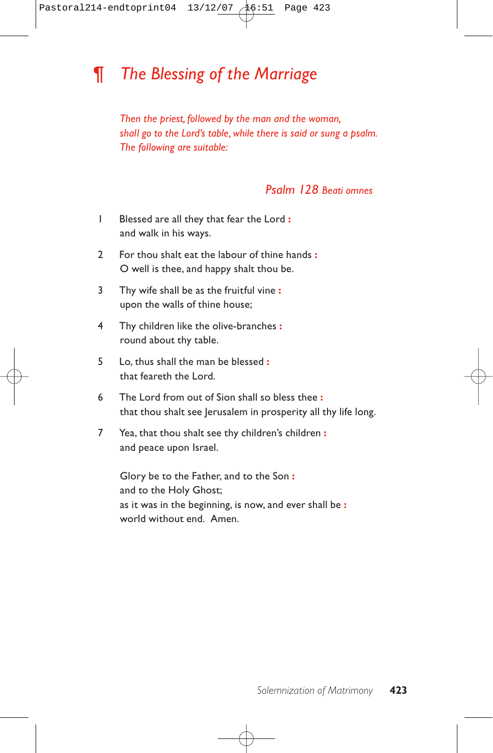# ¶ *The Blessing of the Marriage*

*Then the priest, followed by the man and the woman, shall go to the Lord's table, while there is said or sung a psalm. The following are suitable:*

### *Psalm 128 Beati omnes*

1 Blessed are all they that fear the Lord :
and walk in his ways.

2 For thou shalt eat the labour of thine hands :
O well is thee, and happy shalt thou be.

3 Thy wife shall be as the fruitful vine :
upon the walls of thine house;

4 Thy children like the olive-branches :
round about thy table.

5 Lo, thus shall the man be blessed :
that feareth the Lord.

6 The Lord from out of Sion shall so bless thee :
that thou shalt see Jerusalem in prosperity all thy life long.

7 Yea, that thou shalt see thy children's children :
and peace upon Israel.

Glory be to the Father, and to the Son :
and to the Holy Ghost;
as it was in the beginning, is now, and ever shall be :
world without end. Amen.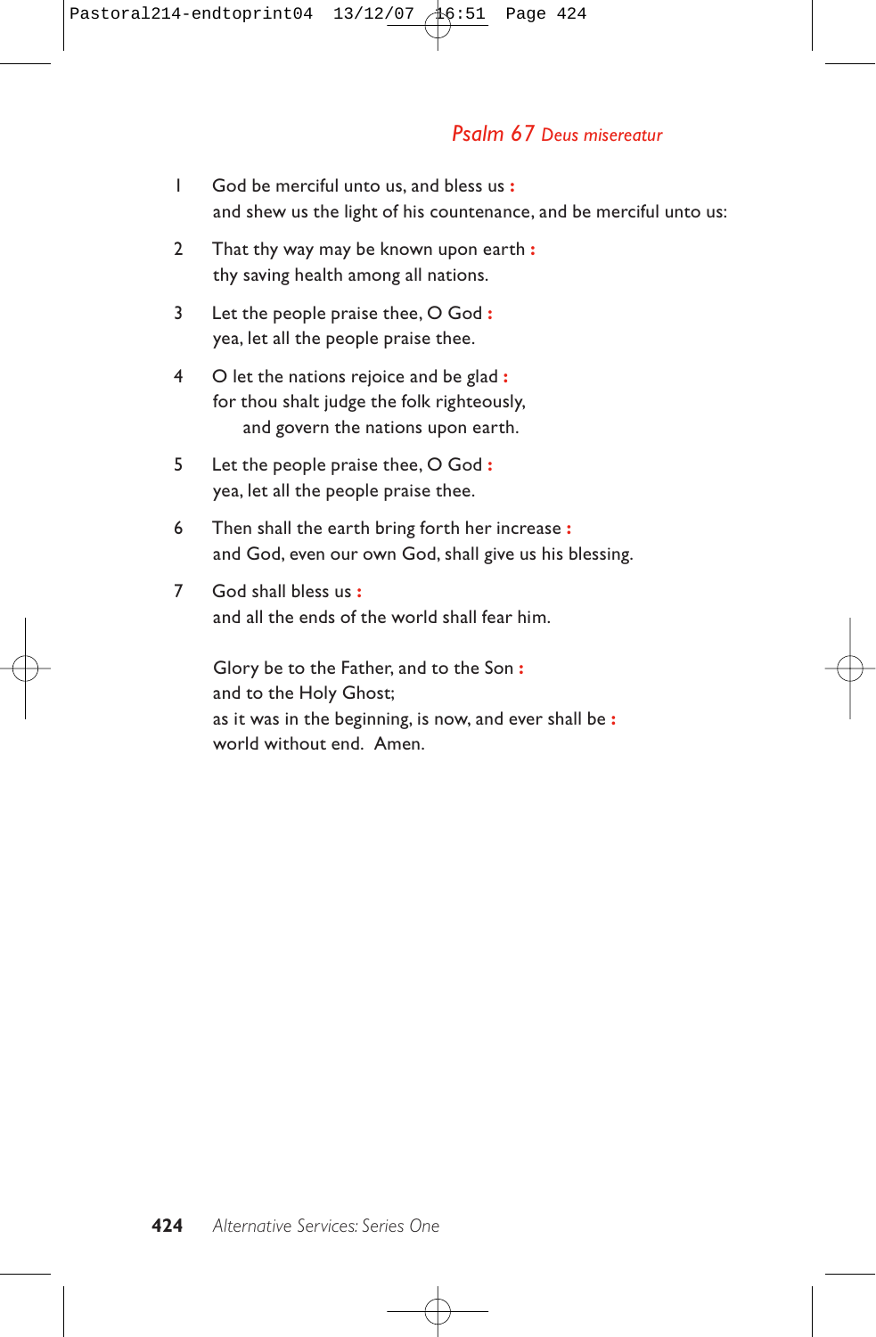## *Psalm 67 Deus misereatur*

1 God be merciful unto us, and bless us **:**
and shew us the light of his countenance, and be merciful unto us:

2 That thy way may be known upon earth **:**
thy saving health among all nations.

3 Let the people praise thee, O God **:**
yea, let all the people praise thee.

4 O let the nations rejoice and be glad **:**
for thou shalt judge the folk righteously,
 and govern the nations upon earth.

5 Let the people praise thee, O God **:**
yea, let all the people praise thee.

6 Then shall the earth bring forth her increase **:**
and God, even our own God, shall give us his blessing.

7 God shall bless us **:**
and all the ends of the world shall fear him.

Glory be to the Father, and to the Son **:**
and to the Holy Ghost;
as it was in the beginning, is now, and ever shall be **:**
world without end. Amen.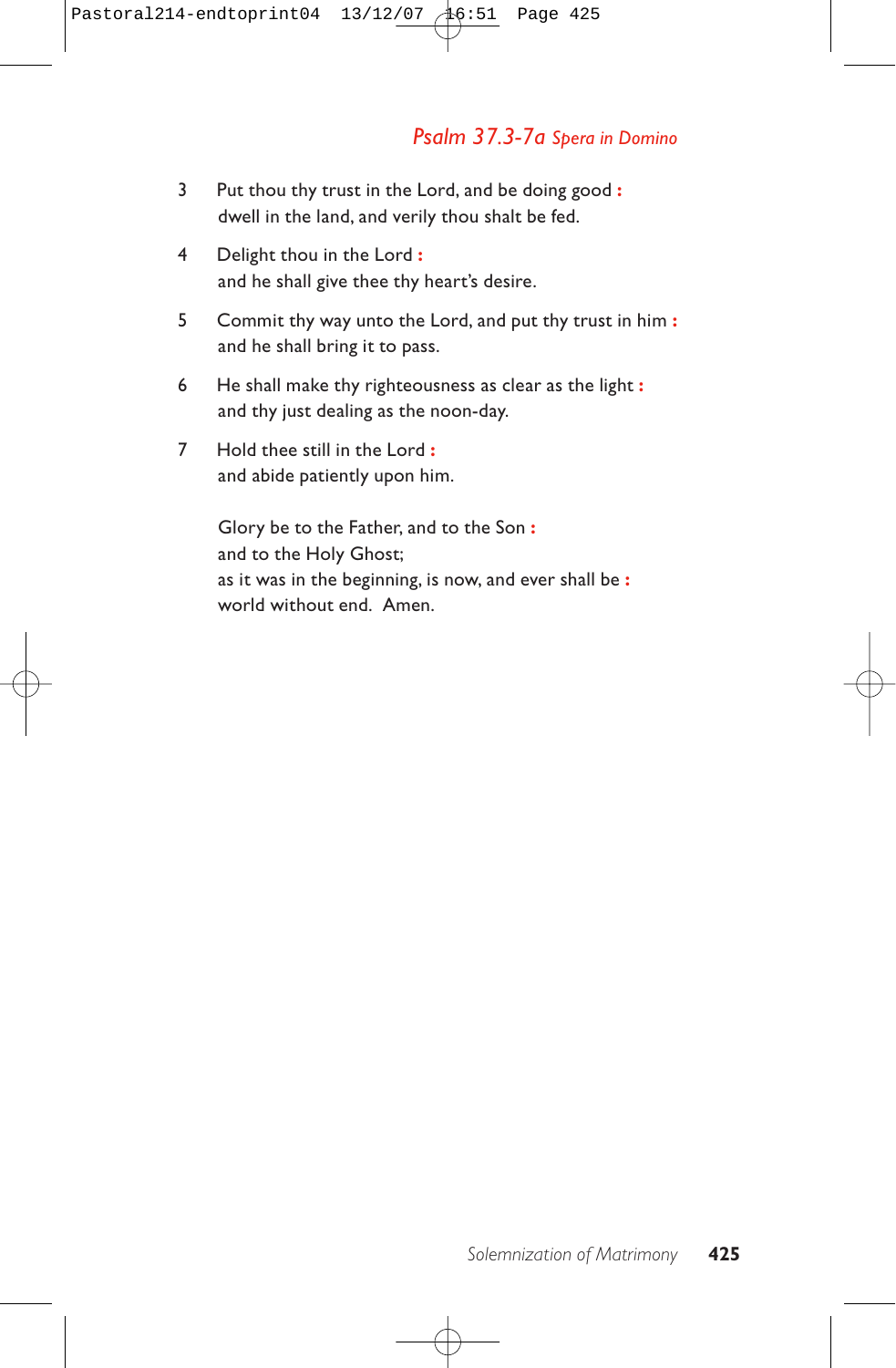## *Psalm 37.3-7a Spera in Domino*

3 Put thou thy trust in the Lord, and be doing good **:**
dwell in the land, and verily thou shalt be fed.

4 Delight thou in the Lord **:**
and he shall give thee thy heart's desire.

5 Commit thy way unto the Lord, and put thy trust in him **:**
and he shall bring it to pass.

6 He shall make thy righteousness as clear as the light **:**
and thy just dealing as the noon-day.

7 Hold thee still in the Lord **:**
and abide patiently upon him.

Glory be to the Father, and to the Son **:**
and to the Holy Ghost;
as it was in the beginning, is now, and ever shall be **:**
world without end. Amen.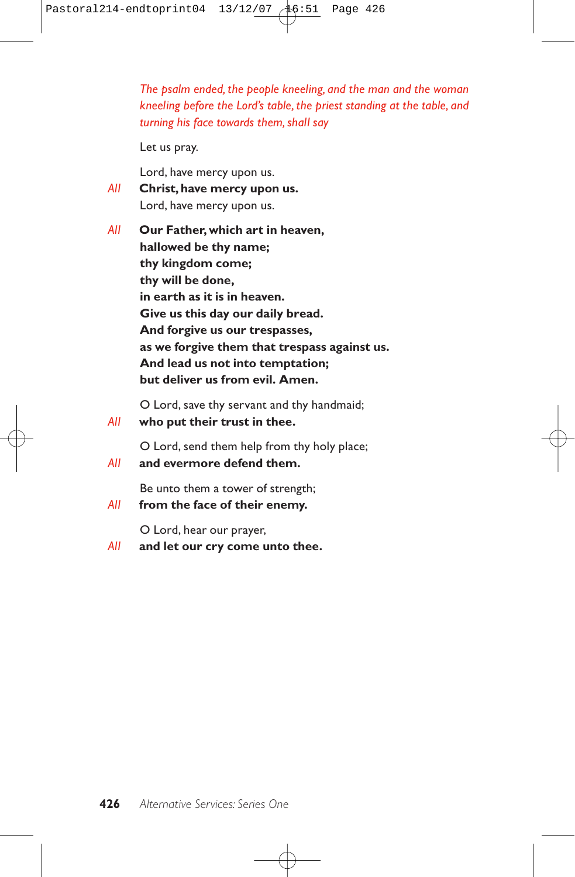*The psalm ended, the people kneeling, and the man and the woman kneeling before the Lord's table, the priest standing at the table, and turning his face towards them, shall say*

Let us pray.

Lord, have mercy upon us.

*All* **Christ, have mercy upon us.**

Lord, have mercy upon us.

*All* **Our Father, which art in heaven,**
**hallowed be thy name;**
**thy kingdom come;**
**thy will be done,**
**in earth as it is in heaven.**
**Give us this day our daily bread.**
**And forgive us our trespasses,**
**as we forgive them that trespass against us.**
**And lead us not into temptation;**
**but deliver us from evil. Amen.**

O Lord, save thy servant and thy handmaid;

*All* **who put their trust in thee.**

O Lord, send them help from thy holy place;

*All* **and evermore defend them.**

Be unto them a tower of strength;

*All* **from the face of their enemy.**

O Lord, hear our prayer,

*All* **and let our cry come unto thee.**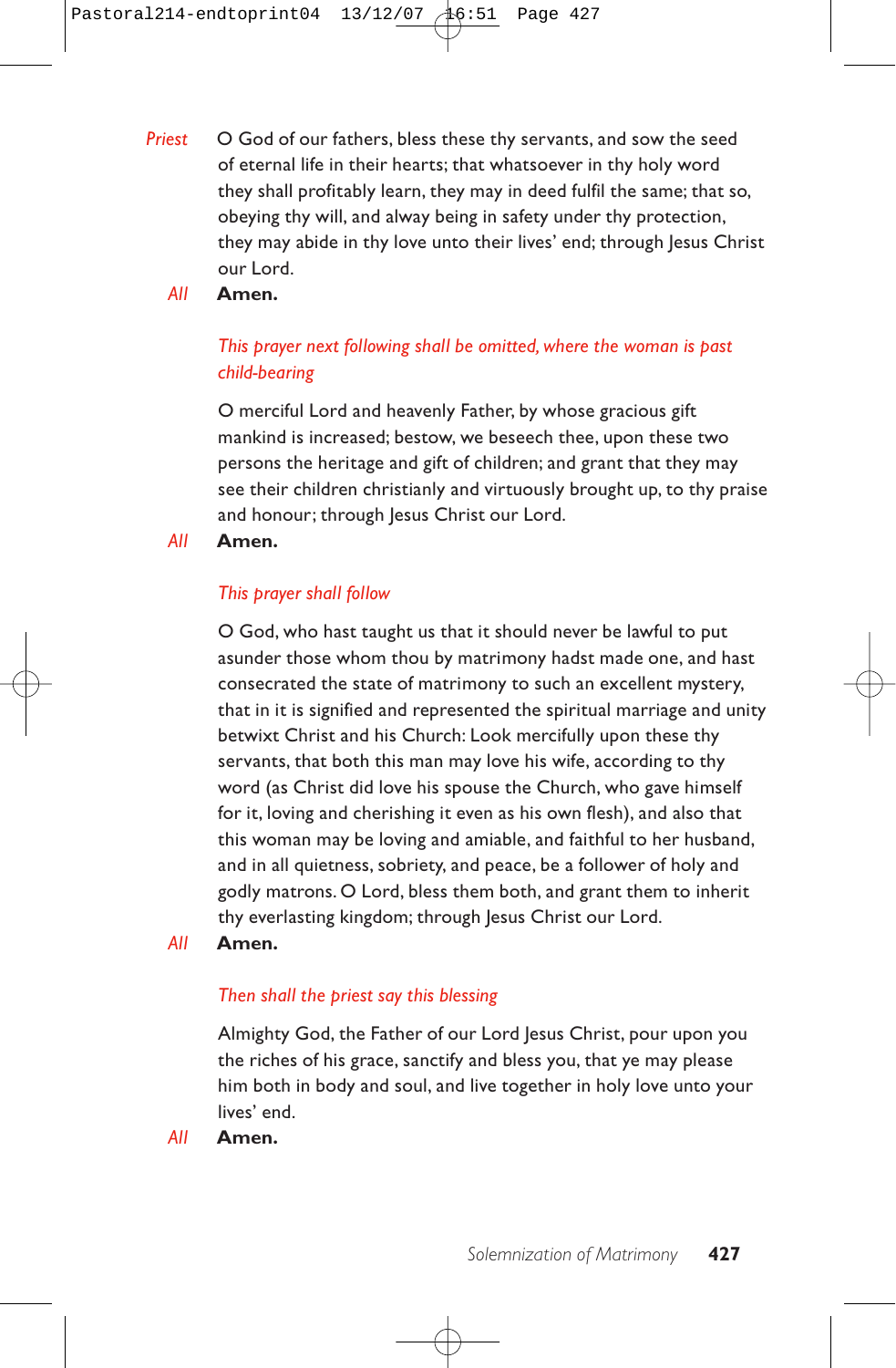*Priest* O God of our fathers, bless these thy servants, and sow the seed of eternal life in their hearts; that whatsoever in thy holy word they shall profitably learn, they may in deed fulfil the same; that so, obeying thy will, and alway being in safety under thy protection, they may abide in thy love unto their lives' end; through Jesus Christ our Lord.

*All* **Amen.**

*This prayer next following shall be omitted, where the woman is past child-bearing*

O merciful Lord and heavenly Father, by whose gracious gift mankind is increased; bestow, we beseech thee, upon these two persons the heritage and gift of children; and grant that they may see their children christianly and virtuously brought up, to thy praise and honour; through Jesus Christ our Lord.

*All* **Amen.**

*This prayer shall follow*

O God, who hast taught us that it should never be lawful to put asunder those whom thou by matrimony hadst made one, and hast consecrated the state of matrimony to such an excellent mystery, that in it is signified and represented the spiritual marriage and unity betwixt Christ and his Church: Look mercifully upon these thy servants, that both this man may love his wife, according to thy word (as Christ did love his spouse the Church, who gave himself for it, loving and cherishing it even as his own flesh), and also that this woman may be loving and amiable, and faithful to her husband, and in all quietness, sobriety, and peace, be a follower of holy and godly matrons. O Lord, bless them both, and grant them to inherit thy everlasting kingdom; through Jesus Christ our Lord.

*All* **Amen.**

*Then shall the priest say this blessing*

Almighty God, the Father of our Lord Jesus Christ, pour upon you the riches of his grace, sanctify and bless you, that ye may please him both in body and soul, and live together in holy love unto your lives' end.

*All* **Amen.**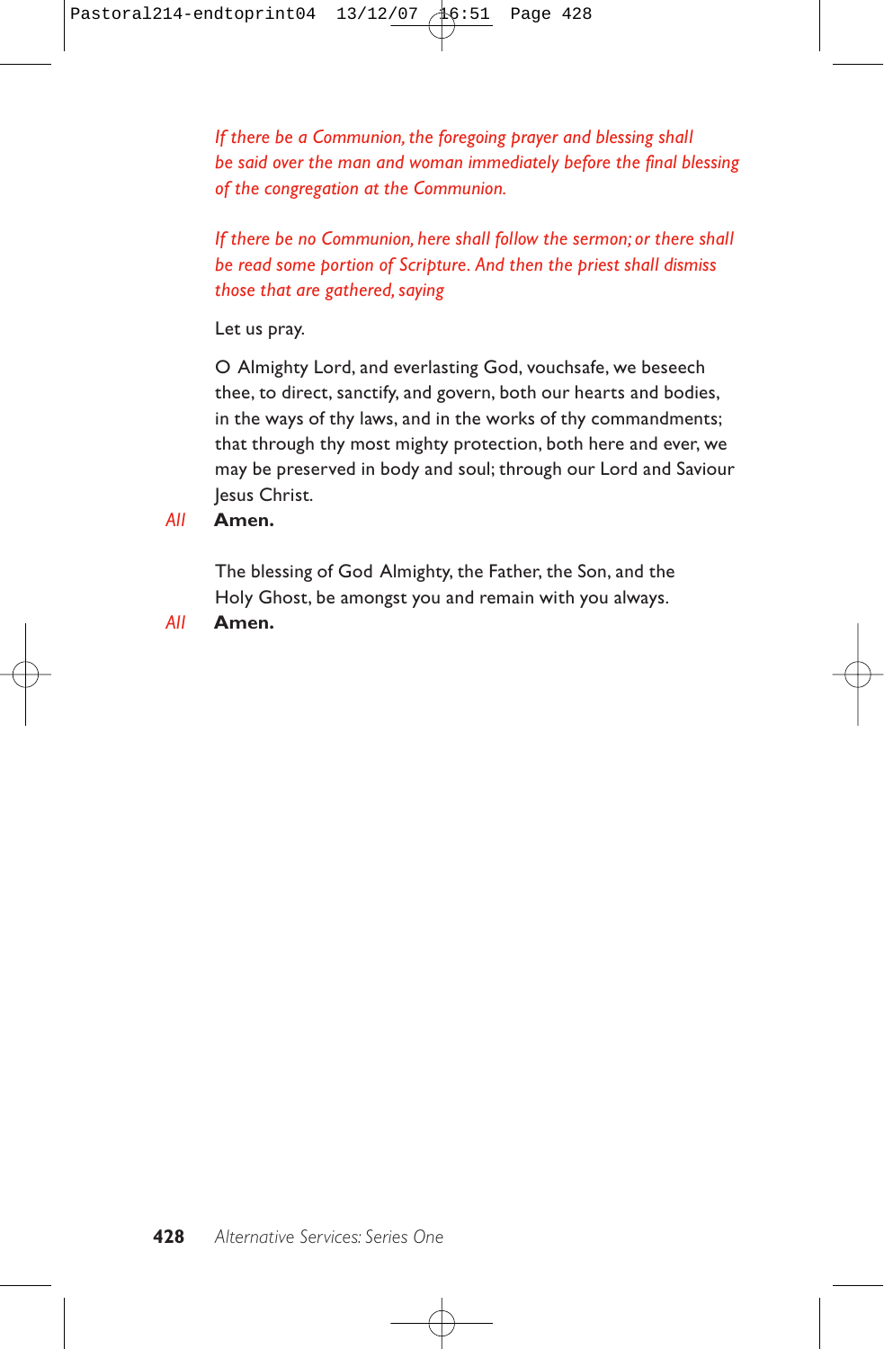*If there be a Communion, the foregoing prayer and blessing shall be said over the man and woman immediately before the final blessing of the congregation at the Communion.*

*If there be no Communion, here shall follow the sermon; or there shall be read some portion of Scripture. And then the priest shall dismiss those that are gathered, saying*

Let us pray.

O Almighty Lord, and everlasting God, vouchsafe, we beseech thee, to direct, sanctify, and govern, both our hearts and bodies, in the ways of thy laws, and in the works of thy commandments; that through thy most mighty protection, both here and ever, we may be preserved in body and soul; through our Lord and Saviour Jesus Christ.

*All* **Amen.**

The blessing of God Almighty, the Father, the Son, and the Holy Ghost, be amongst you and remain with you always.

*All* **Amen.**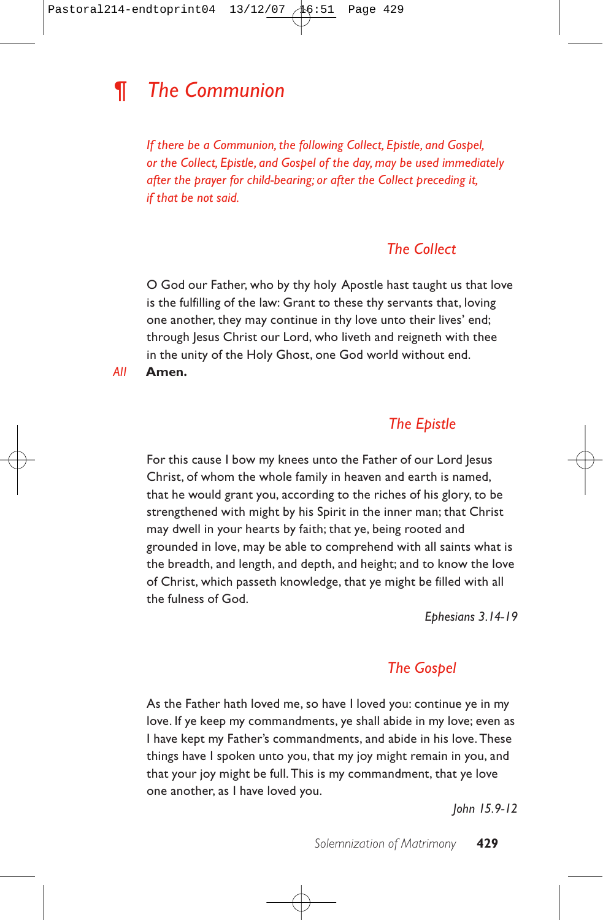# ¶ The Communion

*If there be a Communion, the following Collect, Epistle, and Gospel, or the Collect, Epistle, and Gospel of the day, may be used immediately after the prayer for child-bearing; or after the Collect preceding it, if that be not said.*

### The Collect

O God our Father, who by thy holy Apostle hast taught us that love is the fulfilling of the law: Grant to these thy servants that, loving one another, they may continue in thy love unto their lives' end; through Jesus Christ our Lord, who liveth and reigneth with thee in the unity of the Holy Ghost, one God world without end.

*All* **Amen.**

### The Epistle

For this cause I bow my knees unto the Father of our Lord Jesus Christ, of whom the whole family in heaven and earth is named, that he would grant you, according to the riches of his glory, to be strengthened with might by his Spirit in the inner man; that Christ may dwell in your hearts by faith; that ye, being rooted and grounded in love, may be able to comprehend with all saints what is the breadth, and length, and depth, and height; and to know the love of Christ, which passeth knowledge, that ye might be filled with all the fulness of God.

*Ephesians 3.14-19*

### The Gospel

As the Father hath loved me, so have I loved you: continue ye in my love. If ye keep my commandments, ye shall abide in my love; even as I have kept my Father's commandments, and abide in his love. These things have I spoken unto you, that my joy might remain in you, and that your joy might be full. This is my commandment, that ye love one another, as I have loved you.

*John 15.9-12*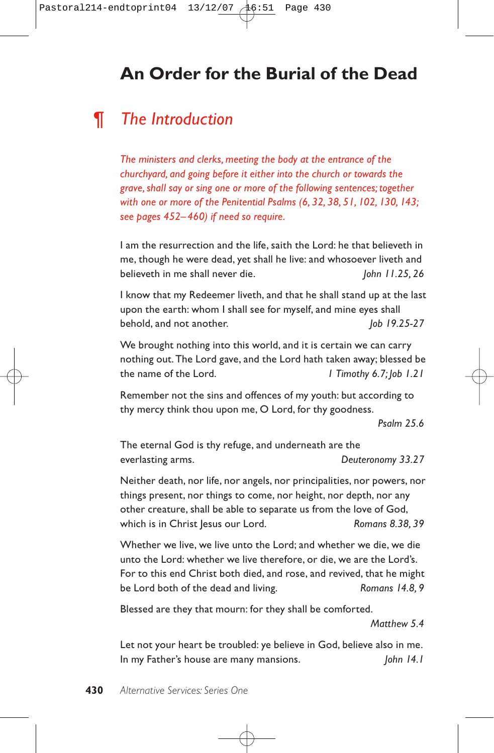# An Order for the Burial of the Dead

## ¶ *The Introduction*

*The ministers and clerks, meeting the body at the entrance of the churchyard, and going before it either into the church or towards the grave, shall say or sing one or more of the following sentences; together with one or more of the Penitential Psalms (6, 32, 38, 51, 102, 130, 143; see pages 452–460) if need so require.*

I am the resurrection and the life, saith the Lord: he that believeth in me, though he were dead, yet shall he live: and whosoever liveth and believeth in me shall never die. *John 11.25, 26*

I know that my Redeemer liveth, and that he shall stand up at the last upon the earth: whom I shall see for myself, and mine eyes shall behold, and not another. *Job 19.25-27*

We brought nothing into this world, and it is certain we can carry nothing out. The Lord gave, and the Lord hath taken away; blessed be the name of the Lord. *1 Timothy 6.7; Job 1.21*

Remember not the sins and offences of my youth: but according to thy mercy think thou upon me, O Lord, for thy goodness. *Psalm 25.6*

The eternal God is thy refuge, and underneath are the everlasting arms. *Deuteronomy 33.27*

Neither death, nor life, nor angels, nor principalities, nor powers, nor things present, nor things to come, nor height, nor depth, nor any other creature, shall be able to separate us from the love of God, which is in Christ Jesus our Lord. *Romans 8.38, 39*

Whether we live, we live unto the Lord; and whether we die, we die unto the Lord: whether we live therefore, or die, we are the Lord's. For to this end Christ both died, and rose, and revived, that he might be Lord both of the dead and living. *Romans 14.8, 9*

Blessed are they that mourn: for they shall be comforted. *Matthew 5.4*

Let not your heart be troubled: ye believe in God, believe also in me. In my Father's house are many mansions. *John 14.1*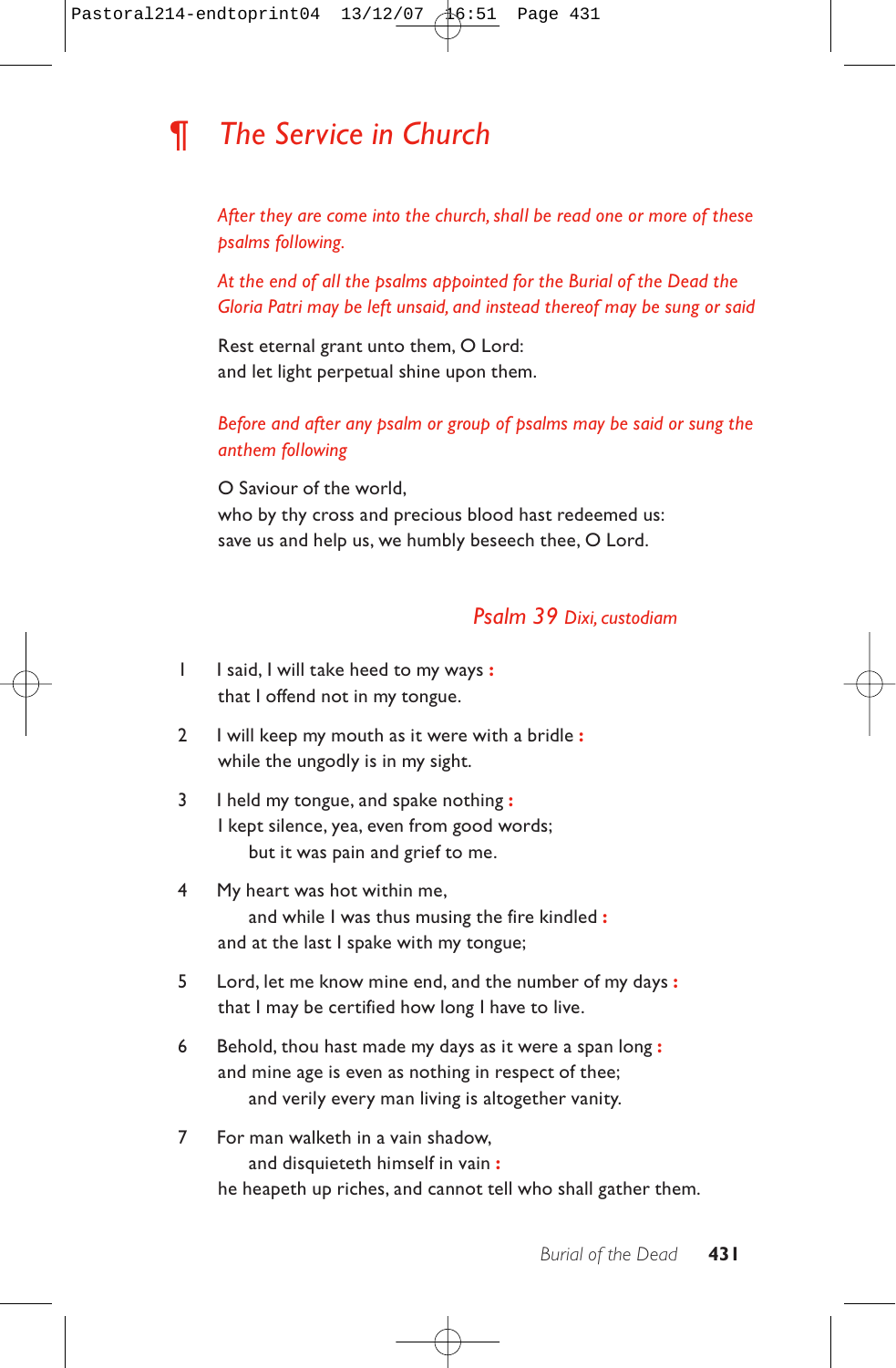# ¶ *The Service in Church*

*After they are come into the church, shall be read one or more of these psalms following.*

*At the end of all the psalms appointed for the Burial of the Dead the Gloria Patri may be left unsaid, and instead thereof may be sung or said*

Rest eternal grant unto them, O Lord:
and let light perpetual shine upon them.

*Before and after any psalm or group of psalms may be said or sung the anthem following*

O Saviour of the world,
who by thy cross and precious blood hast redeemed us:
save us and help us, we humbly beseech thee, O Lord.

### *Psalm 39 Dixi, custodiam*

1 I said, I will take heed to my ways :
that I offend not in my tongue.

2 I will keep my mouth as it were with a bridle :
while the ungodly is in my sight.

3 I held my tongue, and spake nothing :
I kept silence, yea, even from good words;
but it was pain and grief to me.

4 My heart was hot within me,
and while I was thus musing the fire kindled :
and at the last I spake with my tongue;

5 Lord, let me know mine end, and the number of my days :
that I may be certified how long I have to live.

6 Behold, thou hast made my days as it were a span long :
and mine age is even as nothing in respect of thee;
and verily every man living is altogether vanity.

7 For man walketh in a vain shadow,
and disquieteth himself in vain :
he heapeth up riches, and cannot tell who shall gather them.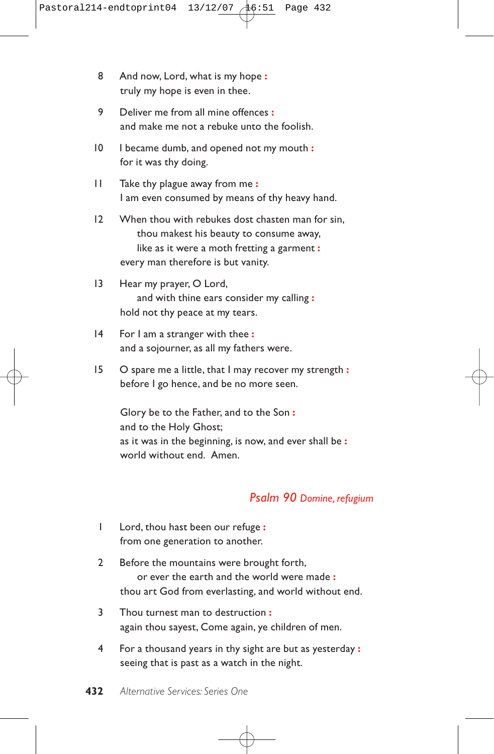8 And now, Lord, what is my hope **:**
truly my hope is even in thee.

9 Deliver me from all mine offences **:**
and make me not a rebuke unto the foolish.

10 I became dumb, and opened not my mouth **:**
for it was thy doing.

11 Take thy plague away from me **:**
I am even consumed by means of thy heavy hand.

12 When thou with rebukes dost chasten man for sin,
thou makest his beauty to consume away,
like as it were a moth fretting a garment **:**
every man therefore is but vanity.

13 Hear my prayer, O Lord,
and with thine ears consider my calling **:**
hold not thy peace at my tears.

14 For I am a stranger with thee **:**
and a sojourner, as all my fathers were.

15 O spare me a little, that I may recover my strength **:**
before I go hence, and be no more seen.

Glory be to the Father, and to the Son **:**
and to the Holy Ghost;
as it was in the beginning, is now, and ever shall be **:**
world without end. Amen.

## *Psalm 90 Domine, refugium*

1 Lord, thou hast been our refuge **:**
from one generation to another.

2 Before the mountains were brought forth,
or ever the earth and the world were made **:**
thou art God from everlasting, and world without end.

3 Thou turnest man to destruction **:**
again thou sayest, Come again, ye children of men.

4 For a thousand years in thy sight are but as yesterday **:**
seeing that is past as a watch in the night.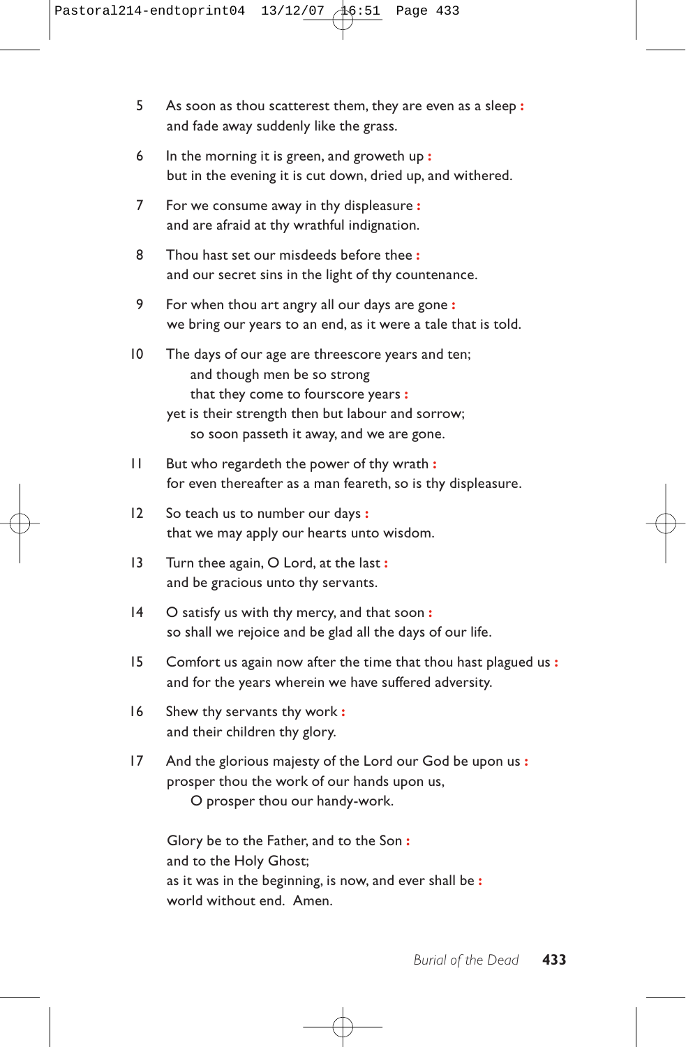5 As soon as thou scatterest them, they are even as a sleep **:**
and fade away suddenly like the grass.

6 In the morning it is green, and groweth up **:**
but in the evening it is cut down, dried up, and withered.

7 For we consume away in thy displeasure **:**
and are afraid at thy wrathful indignation.

8 Thou hast set our misdeeds before thee **:**
and our secret sins in the light of thy countenance.

9 For when thou art angry all our days are gone **:**
we bring our years to an end, as it were a tale that is told.

10 The days of our age are threescore years and ten;
  and though men be so strong
  that they come to fourscore years **:**
yet is their strength then but labour and sorrow;
  so soon passeth it away, and we are gone.

11 But who regardeth the power of thy wrath **:**
for even thereafter as a man feareth, so is thy displeasure.

12 So teach us to number our days **:**
that we may apply our hearts unto wisdom.

13 Turn thee again, O Lord, at the last **:**
and be gracious unto thy servants.

14 O satisfy us with thy mercy, and that soon **:**
so shall we rejoice and be glad all the days of our life.

15 Comfort us again now after the time that thou hast plagued us **:**
and for the years wherein we have suffered adversity.

16 Shew thy servants thy work **:**
and their children thy glory.

17 And the glorious majesty of the Lord our God be upon us **:**
prosper thou the work of our hands upon us,
  O prosper thou our handy-work.

Glory be to the Father, and to the Son **:**
and to the Holy Ghost;
as it was in the beginning, is now, and ever shall be **:**
world without end. Amen.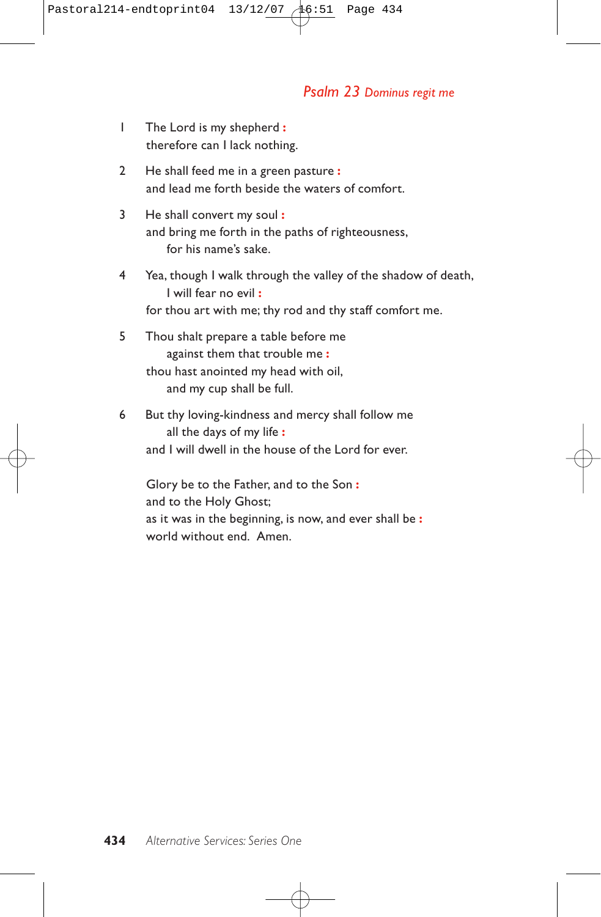## *Psalm 23 Dominus regit me*

1 The Lord is my shepherd **:**
therefore can I lack nothing.

2 He shall feed me in a green pasture **:**
and lead me forth beside the waters of comfort.

3 He shall convert my soul **:**
and bring me forth in the paths of righteousness,
  for his name's sake.

4 Yea, though I walk through the valley of the shadow of death,
  I will fear no evil **:**
for thou art with me; thy rod and thy staff comfort me.

5 Thou shalt prepare a table before me
  against them that trouble me **:**
thou hast anointed my head with oil,
  and my cup shall be full.

6 But thy loving-kindness and mercy shall follow me
  all the days of my life **:**
and I will dwell in the house of the Lord for ever.

Glory be to the Father, and to the Son **:**
and to the Holy Ghost;
as it was in the beginning, is now, and ever shall be **:**
world without end. Amen.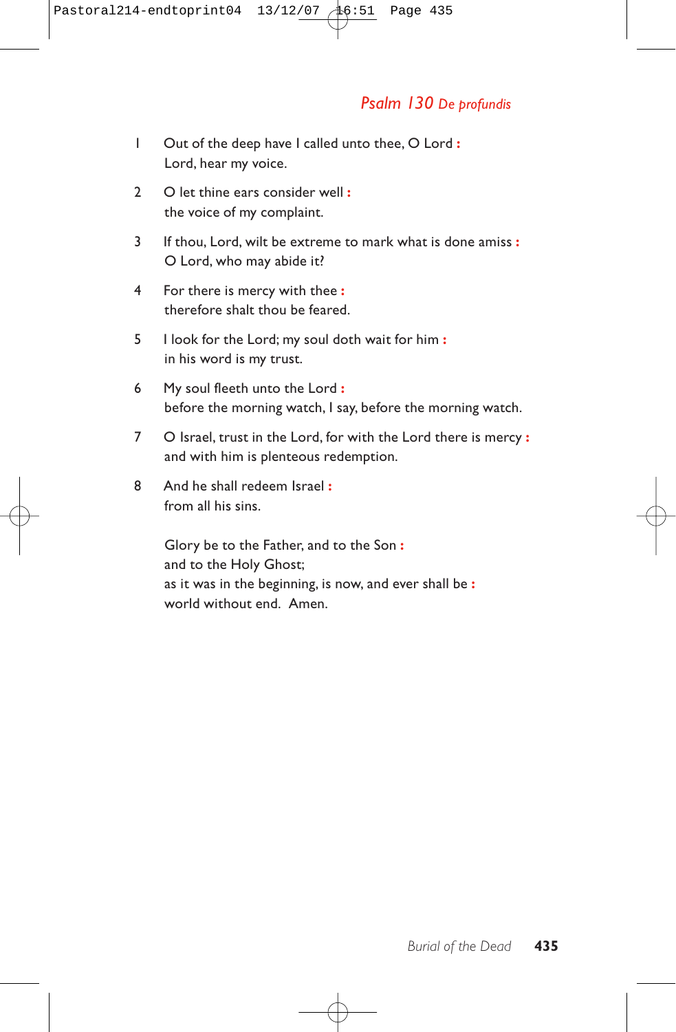## *Psalm 130 De profundis*

1 Out of the deep have I called unto thee, O Lord :
Lord, hear my voice.

2 O let thine ears consider well :
the voice of my complaint.

3 If thou, Lord, wilt be extreme to mark what is done amiss :
O Lord, who may abide it?

4 For there is mercy with thee :
therefore shalt thou be feared.

5 I look for the Lord; my soul doth wait for him :
in his word is my trust.

6 My soul fleeth unto the Lord :
before the morning watch, I say, before the morning watch.

7 O Israel, trust in the Lord, for with the Lord there is mercy :
and with him is plenteous redemption.

8 And he shall redeem Israel :
from all his sins.

Glory be to the Father, and to the Son :
and to the Holy Ghost;
as it was in the beginning, is now, and ever shall be :
world without end. Amen.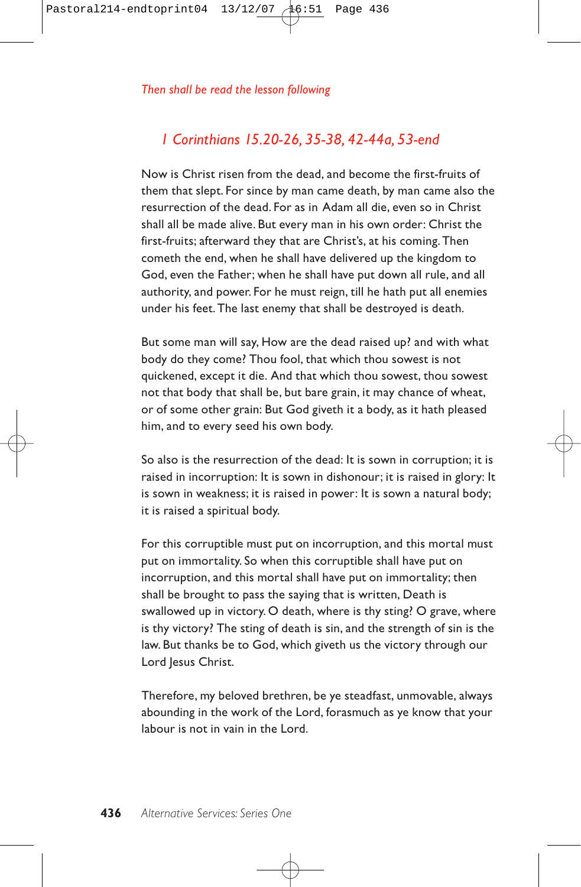*Then shall be read the lesson following*

## *1 Corinthians 15.20-26, 35-38, 42-44a, 53-end*

Now is Christ risen from the dead, and become the first-fruits of them that slept. For since by man came death, by man came also the resurrection of the dead. For as in Adam all die, even so in Christ shall all be made alive. But every man in his own order: Christ the first-fruits; afterward they that are Christ's, at his coming. Then cometh the end, when he shall have delivered up the kingdom to God, even the Father; when he shall have put down all rule, and all authority, and power. For he must reign, till he hath put all enemies under his feet. The last enemy that shall be destroyed is death.

But some man will say, How are the dead raised up? and with what body do they come? Thou fool, that which thou sowest is not quickened, except it die. And that which thou sowest, thou sowest not that body that shall be, but bare grain, it may chance of wheat, or of some other grain: But God giveth it a body, as it hath pleased him, and to every seed his own body.

So also is the resurrection of the dead: It is sown in corruption; it is raised in incorruption: It is sown in dishonour; it is raised in glory: It is sown in weakness; it is raised in power: It is sown a natural body; it is raised a spiritual body.

For this corruptible must put on incorruption, and this mortal must put on immortality. So when this corruptible shall have put on incorruption, and this mortal shall have put on immortality; then shall be brought to pass the saying that is written, Death is swallowed up in victory. O death, where is thy sting? O grave, where is thy victory? The sting of death is sin, and the strength of sin is the law. But thanks be to God, which giveth us the victory through our Lord Jesus Christ.

Therefore, my beloved brethren, be ye steadfast, unmovable, always abounding in the work of the Lord, forasmuch as ye know that your labour is not in vain in the Lord.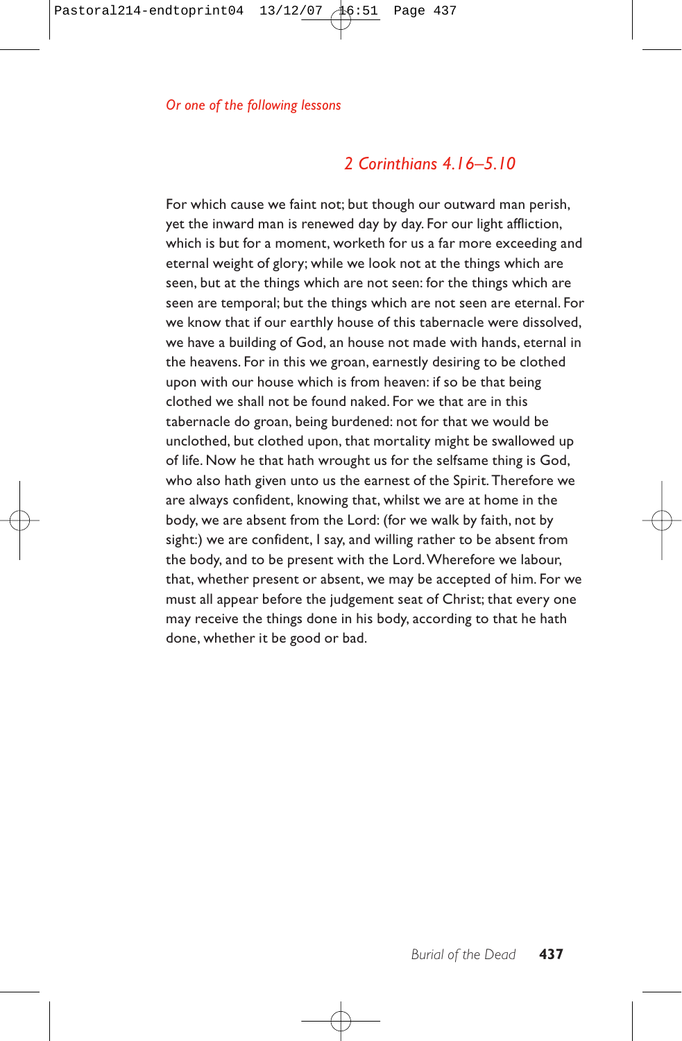*Or one of the following lessons*

## *2 Corinthians 4.16–5.10*

For which cause we faint not; but though our outward man perish, yet the inward man is renewed day by day. For our light affliction, which is but for a moment, worketh for us a far more exceeding and eternal weight of glory; while we look not at the things which are seen, but at the things which are not seen: for the things which are seen are temporal; but the things which are not seen are eternal. For we know that if our earthly house of this tabernacle were dissolved, we have a building of God, an house not made with hands, eternal in the heavens. For in this we groan, earnestly desiring to be clothed upon with our house which is from heaven: if so be that being clothed we shall not be found naked. For we that are in this tabernacle do groan, being burdened: not for that we would be unclothed, but clothed upon, that mortality might be swallowed up of life. Now he that hath wrought us for the selfsame thing is God, who also hath given unto us the earnest of the Spirit. Therefore we are always confident, knowing that, whilst we are at home in the body, we are absent from the Lord: (for we walk by faith, not by sight:) we are confident, I say, and willing rather to be absent from the body, and to be present with the Lord. Wherefore we labour, that, whether present or absent, we may be accepted of him. For we must all appear before the judgement seat of Christ; that every one may receive the things done in his body, according to that he hath done, whether it be good or bad.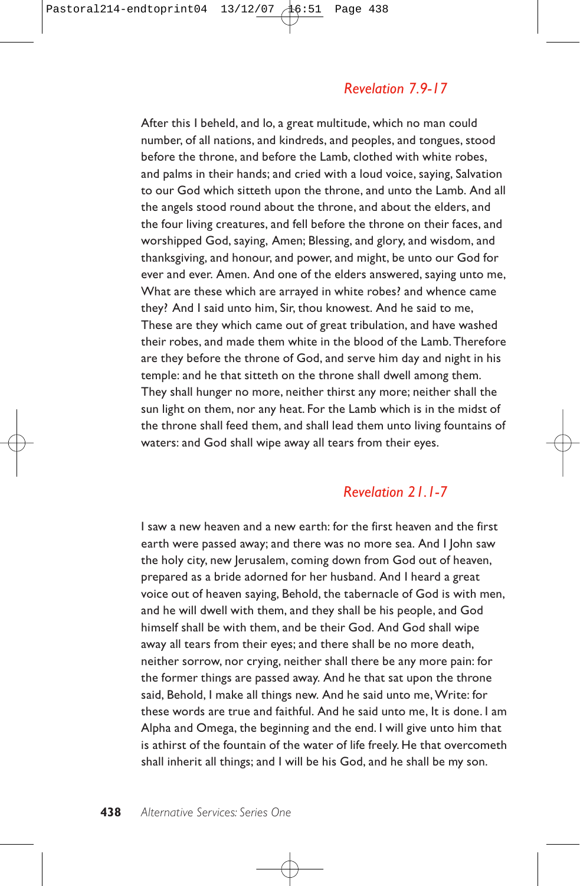## *Revelation 7.9-17*

After this I beheld, and lo, a great multitude, which no man could number, of all nations, and kindreds, and peoples, and tongues, stood before the throne, and before the Lamb, clothed with white robes, and palms in their hands; and cried with a loud voice, saying, Salvation to our God which sitteth upon the throne, and unto the Lamb. And all the angels stood round about the throne, and about the elders, and the four living creatures, and fell before the throne on their faces, and worshipped God, saying, Amen; Blessing, and glory, and wisdom, and thanksgiving, and honour, and power, and might, be unto our God for ever and ever. Amen. And one of the elders answered, saying unto me, What are these which are arrayed in white robes? and whence came they? And I said unto him, Sir, thou knowest. And he said to me, These are they which came out of great tribulation, and have washed their robes, and made them white in the blood of the Lamb. Therefore are they before the throne of God, and serve him day and night in his temple: and he that sitteth on the throne shall dwell among them. They shall hunger no more, neither thirst any more; neither shall the sun light on them, nor any heat. For the Lamb which is in the midst of the throne shall feed them, and shall lead them unto living fountains of waters: and God shall wipe away all tears from their eyes.

## *Revelation 21.1-7*

I saw a new heaven and a new earth: for the first heaven and the first earth were passed away; and there was no more sea. And I John saw the holy city, new Jerusalem, coming down from God out of heaven, prepared as a bride adorned for her husband. And I heard a great voice out of heaven saying, Behold, the tabernacle of God is with men, and he will dwell with them, and they shall be his people, and God himself shall be with them, and be their God. And God shall wipe away all tears from their eyes; and there shall be no more death, neither sorrow, nor crying, neither shall there be any more pain: for the former things are passed away. And he that sat upon the throne said, Behold, I make all things new. And he said unto me, Write: for these words are true and faithful. And he said unto me, It is done. I am Alpha and Omega, the beginning and the end. I will give unto him that is athirst of the fountain of the water of life freely. He that overcometh shall inherit all things; and I will be his God, and he shall be my son.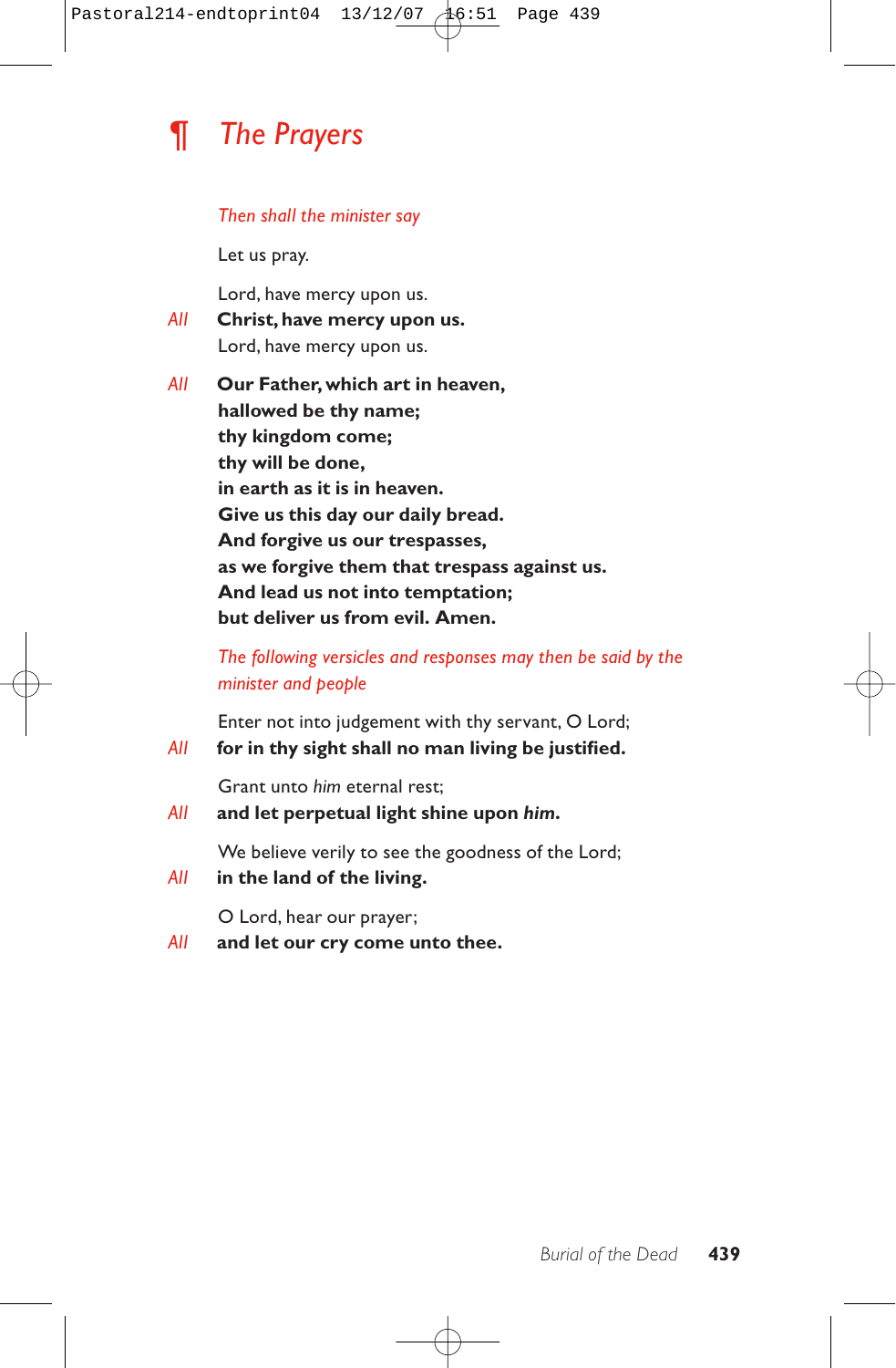## ¶ *The Prayers*

*Then shall the minister say*

Let us pray.

Lord, have mercy upon us.

*All* **Christ, have mercy upon us.**

Lord, have mercy upon us.

*All* **Our Father, which art in heaven,**
**hallowed be thy name;**
**thy kingdom come;**
**thy will be done,**
**in earth as it is in heaven.**
**Give us this day our daily bread.**
**And forgive us our trespasses,**
**as we forgive them that trespass against us.**
**And lead us not into temptation;**
**but deliver us from evil. Amen.**

*The following versicles and responses may then be said by the minister and people*

Enter not into judgement with thy servant, O Lord;

*All* **for in thy sight shall no man living be justified.**

Grant unto *him* eternal rest;

*All* **and let perpetual light shine upon *him*.**

We believe verily to see the goodness of the Lord;

*All* **in the land of the living.**

O Lord, hear our prayer;

*All* **and let our cry come unto thee.**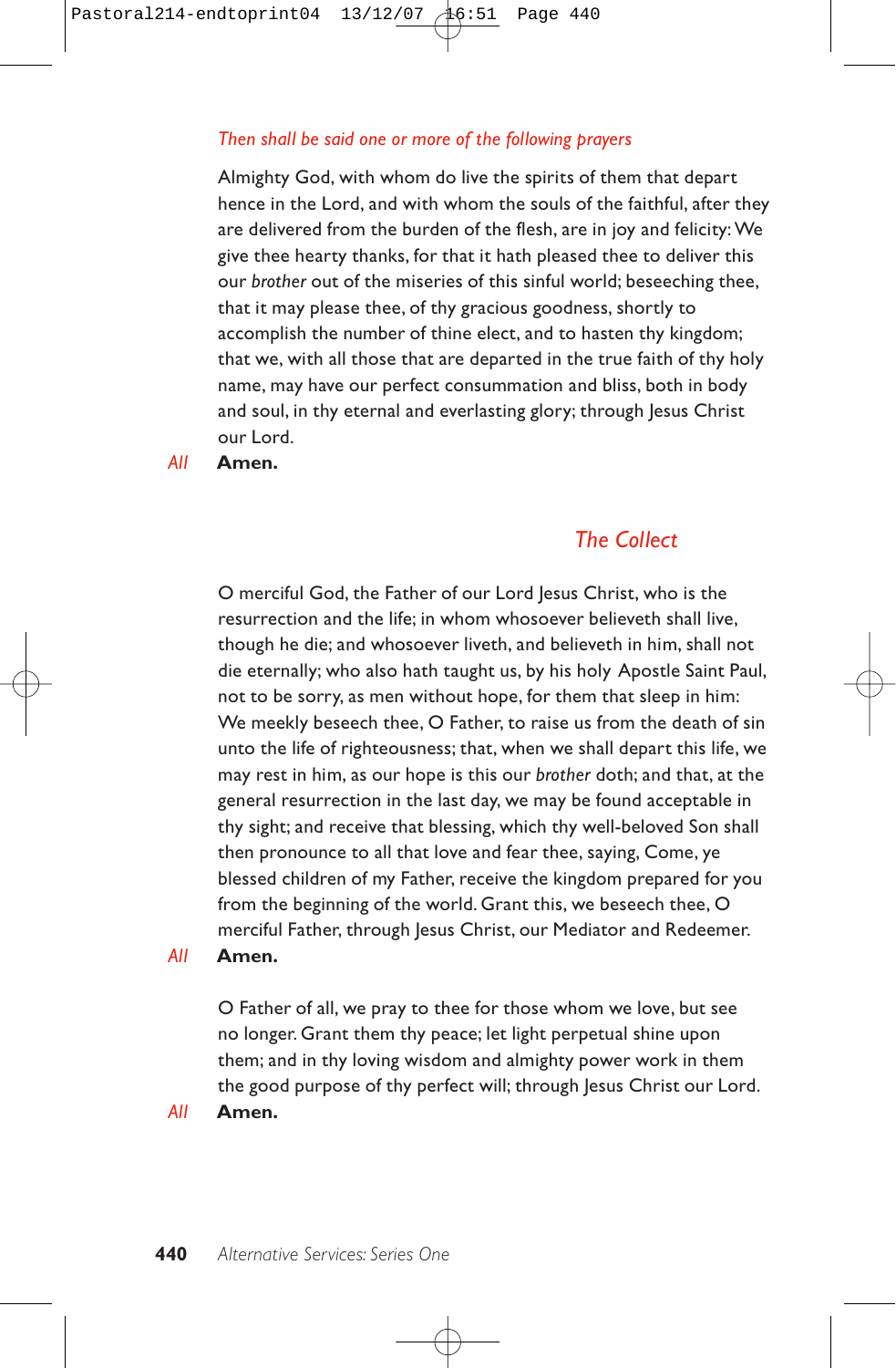*Then shall be said one or more of the following prayers*

Almighty God, with whom do live the spirits of them that depart hence in the Lord, and with whom the souls of the faithful, after they are delivered from the burden of the flesh, are in joy and felicity: We give thee hearty thanks, for that it hath pleased thee to deliver this our *brother* out of the miseries of this sinful world; beseeching thee, that it may please thee, of thy gracious goodness, shortly to accomplish the number of thine elect, and to hasten thy kingdom; that we, with all those that are departed in the true faith of thy holy name, may have our perfect consummation and bliss, both in body and soul, in thy eternal and everlasting glory; through Jesus Christ our Lord.

*All* **Amen.**

## *The Collect*

O merciful God, the Father of our Lord Jesus Christ, who is the resurrection and the life; in whom whosoever believeth shall live, though he die; and whosoever liveth, and believeth in him, shall not die eternally; who also hath taught us, by his holy Apostle Saint Paul, not to be sorry, as men without hope, for them that sleep in him: We meekly beseech thee, O Father, to raise us from the death of sin unto the life of righteousness; that, when we shall depart this life, we may rest in him, as our hope is this our *brother* doth; and that, at the general resurrection in the last day, we may be found acceptable in thy sight; and receive that blessing, which thy well-beloved Son shall then pronounce to all that love and fear thee, saying, Come, ye blessed children of my Father, receive the kingdom prepared for you from the beginning of the world. Grant this, we beseech thee, O merciful Father, through Jesus Christ, our Mediator and Redeemer.

*All* **Amen.**

O Father of all, we pray to thee for those whom we love, but see no longer. Grant them thy peace; let light perpetual shine upon them; and in thy loving wisdom and almighty power work in them the good purpose of thy perfect will; through Jesus Christ our Lord.

*All* **Amen.**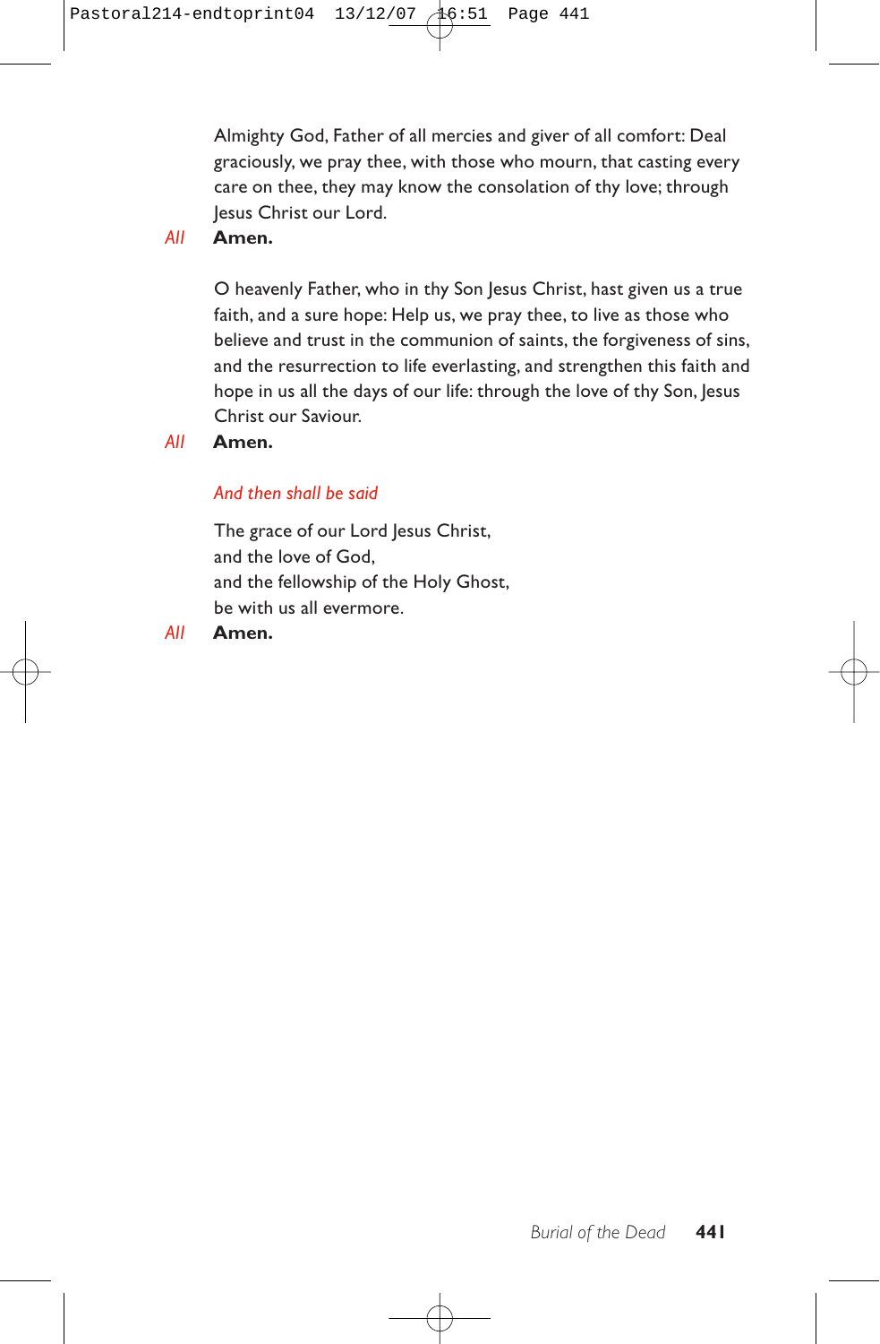Almighty God, Father of all mercies and giver of all comfort: Deal graciously, we pray thee, with those who mourn, that casting every care on thee, they may know the consolation of thy love; through Jesus Christ our Lord.

*All* **Amen.**

O heavenly Father, who in thy Son Jesus Christ, hast given us a true faith, and a sure hope: Help us, we pray thee, to live as those who believe and trust in the communion of saints, the forgiveness of sins, and the resurrection to life everlasting, and strengthen this faith and hope in us all the days of our life: through the love of thy Son, Jesus Christ our Saviour.

*All* **Amen.**

*And then shall be said*

The grace of our Lord Jesus Christ,
and the love of God,
and the fellowship of the Holy Ghost,
be with us all evermore.

*All* **Amen.**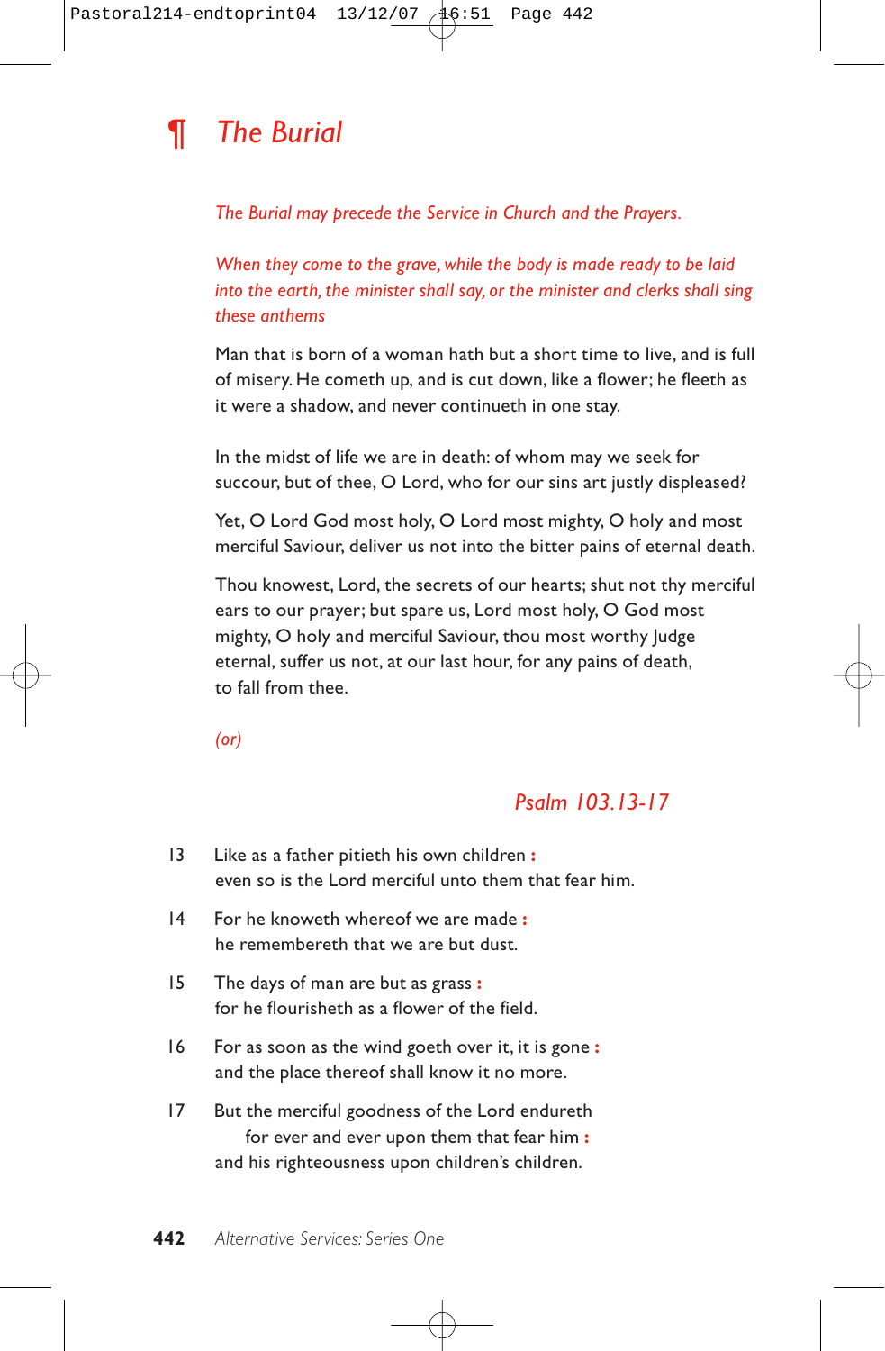# ¶ The Burial

*The Burial may precede the Service in Church and the Prayers.*

*When they come to the grave, while the body is made ready to be laid into the earth, the minister shall say, or the minister and clerks shall sing these anthems*

Man that is born of a woman hath but a short time to live, and is full of misery. He cometh up, and is cut down, like a flower; he fleeth as it were a shadow, and never continueth in one stay.

In the midst of life we are in death: of whom may we seek for succour, but of thee, O Lord, who for our sins art justly displeased?

Yet, O Lord God most holy, O Lord most mighty, O holy and most merciful Saviour, deliver us not into the bitter pains of eternal death.

Thou knowest, Lord, the secrets of our hearts; shut not thy merciful ears to our prayer; but spare us, Lord most holy, O God most mighty, O holy and merciful Saviour, thou most worthy Judge eternal, suffer us not, at our last hour, for any pains of death, to fall from thee.

*(or)*

## *Psalm 103.13-17*

13 Like as a father pitieth his own children :
even so is the Lord merciful unto them that fear him.

14 For he knoweth whereof we are made :
he remembereth that we are but dust.

15 The days of man are but as grass :
for he flourisheth as a flower of the field.

16 For as soon as the wind goeth over it, it is gone :
and the place thereof shall know it no more.

17 But the merciful goodness of the Lord endureth
for ever and ever upon them that fear him :
and his righteousness upon children's children.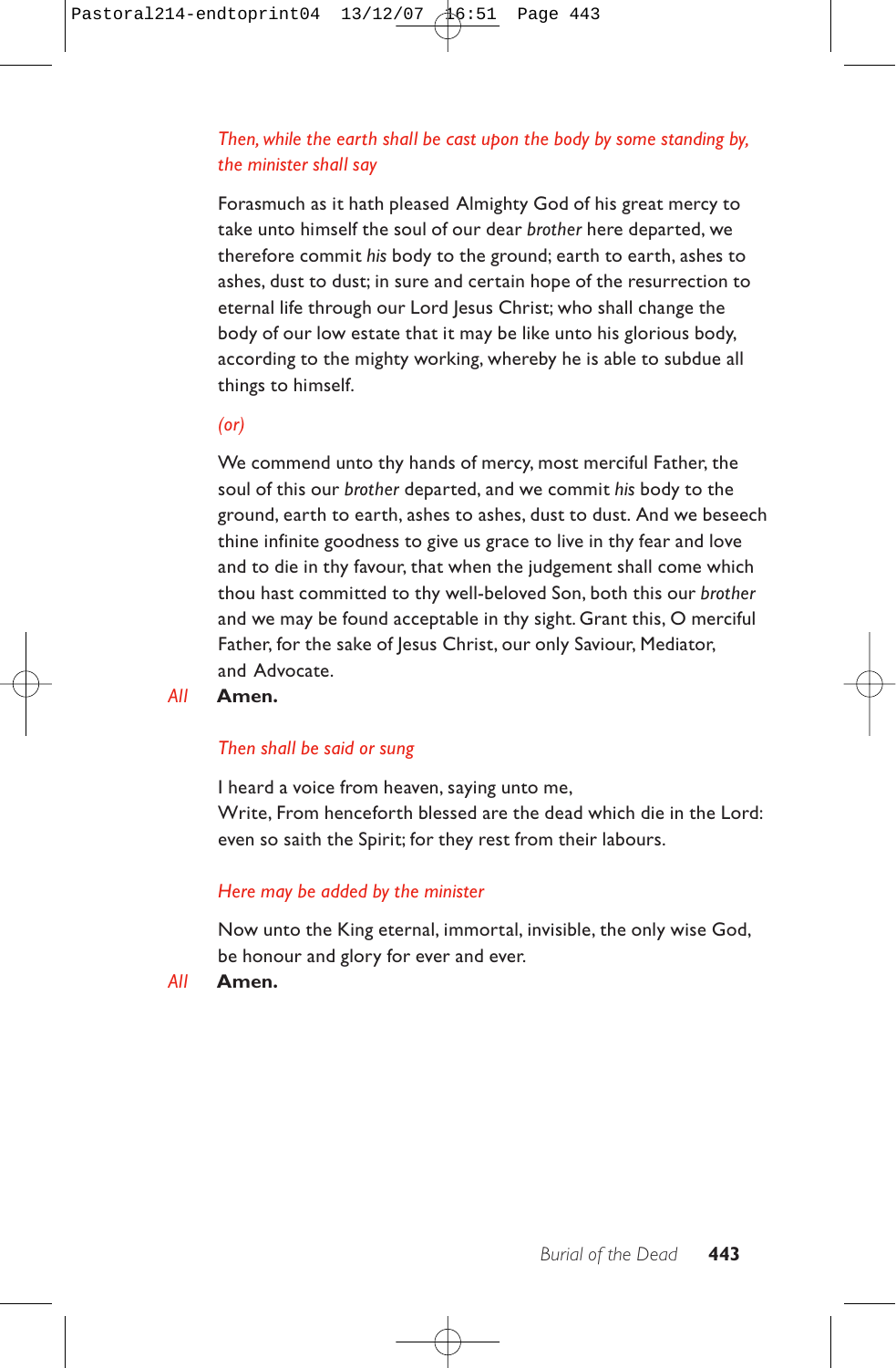*Then, while the earth shall be cast upon the body by some standing by, the minister shall say*

Forasmuch as it hath pleased Almighty God of his great mercy to take unto himself the soul of our dear *brother* here departed, we therefore commit *his* body to the ground; earth to earth, ashes to ashes, dust to dust; in sure and certain hope of the resurrection to eternal life through our Lord Jesus Christ; who shall change the body of our low estate that it may be like unto his glorious body, according to the mighty working, whereby he is able to subdue all things to himself.

*(or)*

We commend unto thy hands of mercy, most merciful Father, the soul of this our *brother* departed, and we commit *his* body to the ground, earth to earth, ashes to ashes, dust to dust. And we beseech thine infinite goodness to give us grace to live in thy fear and love and to die in thy favour, that when the judgement shall come which thou hast committed to thy well-beloved Son, both this our *brother* and we may be found acceptable in thy sight. Grant this, O merciful Father, for the sake of Jesus Christ, our only Saviour, Mediator, and Advocate.

*All* **Amen.**

*Then shall be said or sung*

I heard a voice from heaven, saying unto me,
Write, From henceforth blessed are the dead which die in the Lord:
even so saith the Spirit; for they rest from their labours.

*Here may be added by the minister*

Now unto the King eternal, immortal, invisible, the only wise God, be honour and glory for ever and ever.

*All* **Amen.**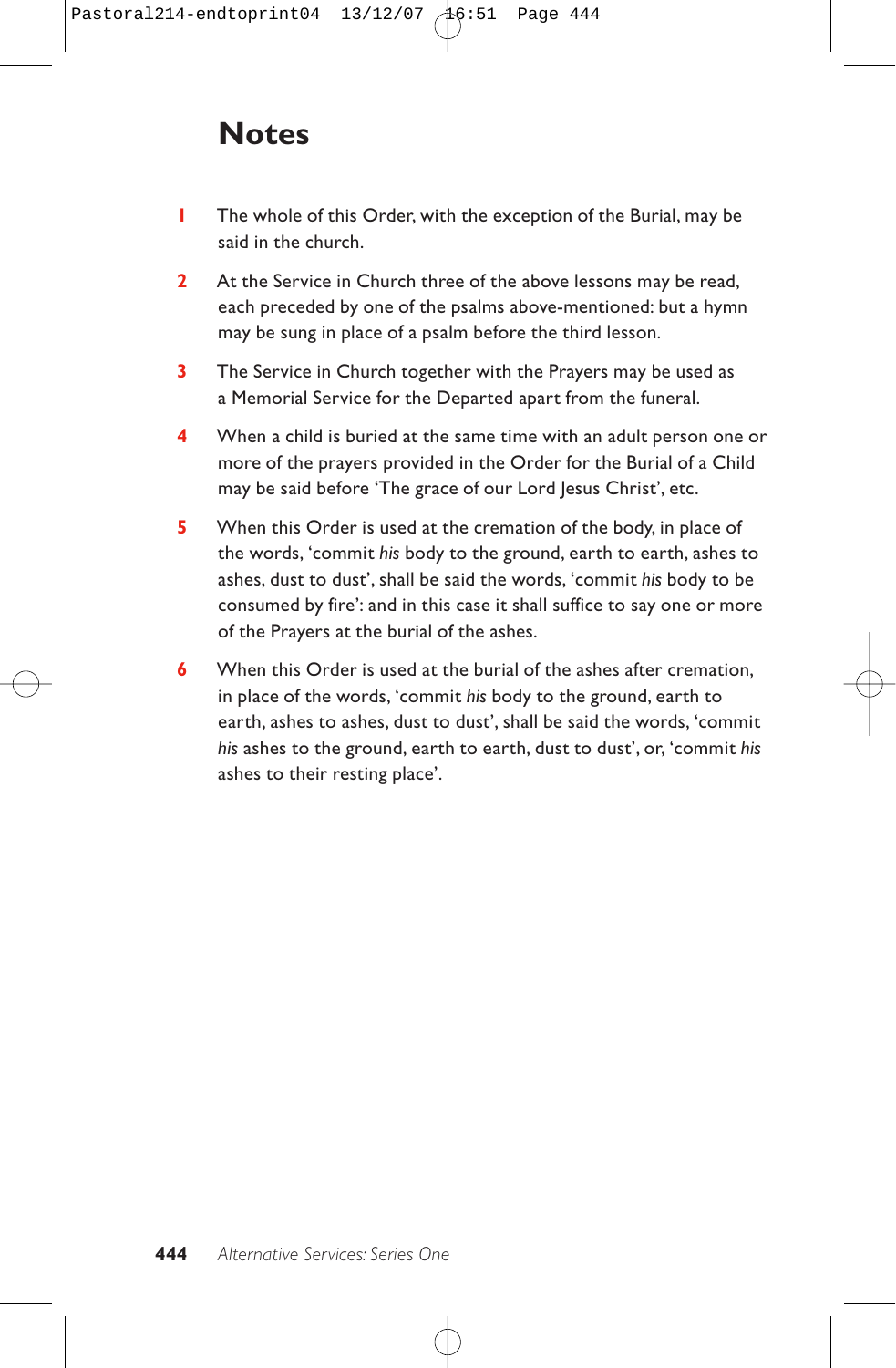# Notes

1. The whole of this Order, with the exception of the Burial, may be said in the church.

2. At the Service in Church three of the above lessons may be read, each preceded by one of the psalms above-mentioned: but a hymn may be sung in place of a psalm before the third lesson.

3. The Service in Church together with the Prayers may be used as a Memorial Service for the Departed apart from the funeral.

4. When a child is buried at the same time with an adult person one or more of the prayers provided in the Order for the Burial of a Child may be said before 'The grace of our Lord Jesus Christ', etc.

5. When this Order is used at the cremation of the body, in place of the words, 'commit *his* body to the ground, earth to earth, ashes to ashes, dust to dust', shall be said the words, 'commit *his* body to be consumed by fire': and in this case it shall suffice to say one or more of the Prayers at the burial of the ashes.

6. When this Order is used at the burial of the ashes after cremation, in place of the words, 'commit *his* body to the ground, earth to earth, ashes to ashes, dust to dust', shall be said the words, 'commit *his* ashes to the ground, earth to earth, dust to dust', or, 'commit *his* ashes to their resting place'.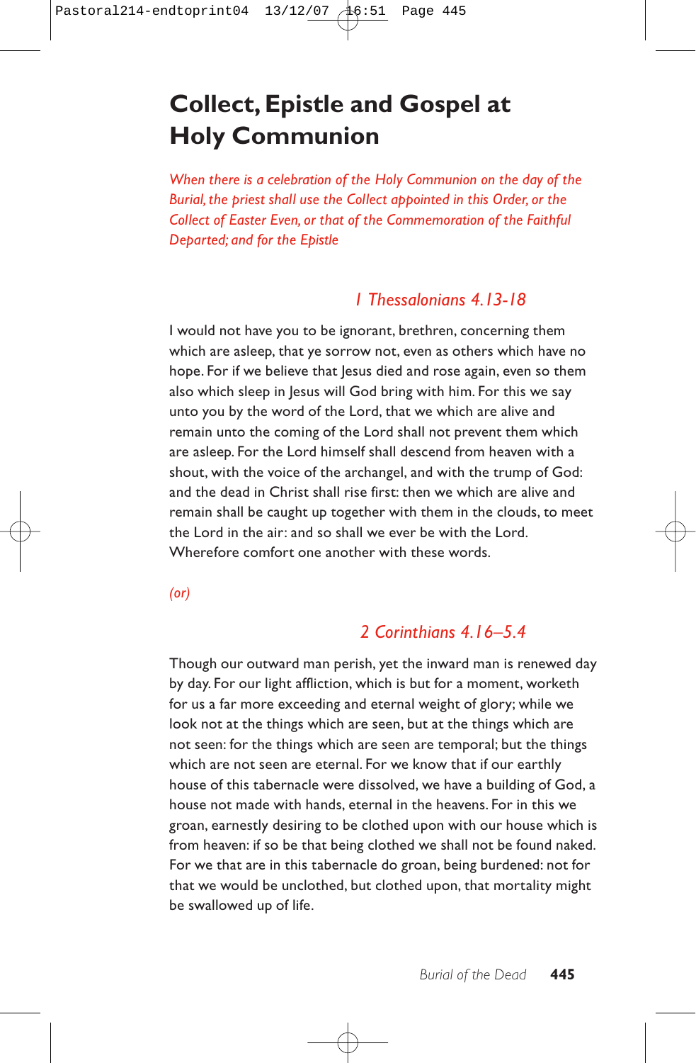# Collect, Epistle and Gospel at Holy Communion

*When there is a celebration of the Holy Communion on the day of the Burial, the priest shall use the Collect appointed in this Order, or the Collect of Easter Even, or that of the Commemoration of the Faithful Departed; and for the Epistle*

### *1 Thessalonians 4.13-18*

I would not have you to be ignorant, brethren, concerning them which are asleep, that ye sorrow not, even as others which have no hope. For if we believe that Jesus died and rose again, even so them also which sleep in Jesus will God bring with him. For this we say unto you by the word of the Lord, that we which are alive and remain unto the coming of the Lord shall not prevent them which are asleep. For the Lord himself shall descend from heaven with a shout, with the voice of the archangel, and with the trump of God: and the dead in Christ shall rise first: then we which are alive and remain shall be caught up together with them in the clouds, to meet the Lord in the air: and so shall we ever be with the Lord. Wherefore comfort one another with these words.

*(or)*

### *2 Corinthians 4.16–5.4*

Though our outward man perish, yet the inward man is renewed day by day. For our light affliction, which is but for a moment, worketh for us a far more exceeding and eternal weight of glory; while we look not at the things which are seen, but at the things which are not seen: for the things which are seen are temporal; but the things which are not seen are eternal. For we know that if our earthly house of this tabernacle were dissolved, we have a building of God, a house not made with hands, eternal in the heavens. For in this we groan, earnestly desiring to be clothed upon with our house which is from heaven: if so be that being clothed we shall not be found naked. For we that are in this tabernacle do groan, being burdened: not for that we would be unclothed, but clothed upon, that mortality might be swallowed up of life.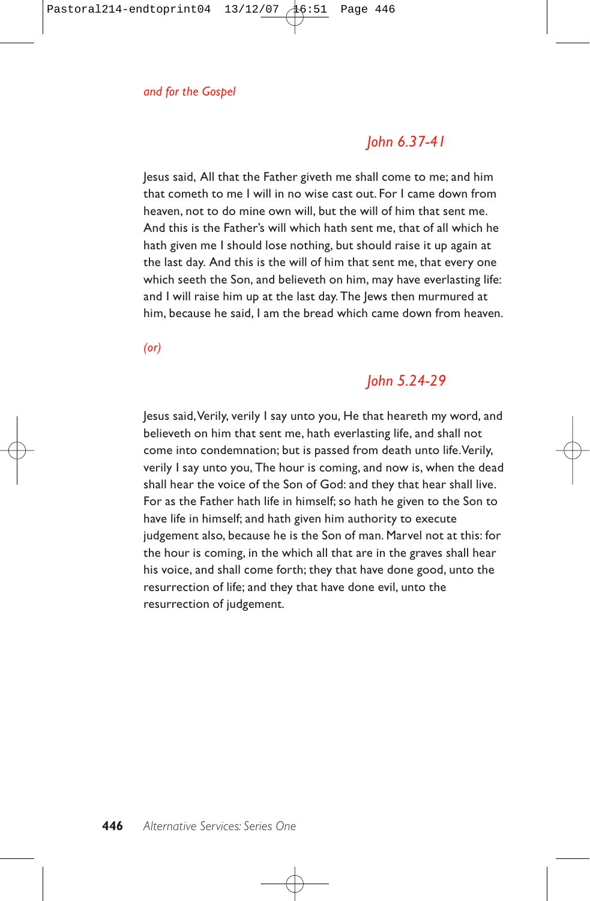*and for the Gospel*

### *John 6.37-41*

Jesus said, All that the Father giveth me shall come to me; and him that cometh to me I will in no wise cast out. For I came down from heaven, not to do mine own will, but the will of him that sent me. And this is the Father's will which hath sent me, that of all which he hath given me I should lose nothing, but should raise it up again at the last day. And this is the will of him that sent me, that every one which seeth the Son, and believeth on him, may have everlasting life: and I will raise him up at the last day. The Jews then murmured at him, because he said, I am the bread which came down from heaven.

*(or)*

### *John 5.24-29*

Jesus said, Verily, verily I say unto you, He that heareth my word, and believeth on him that sent me, hath everlasting life, and shall not come into condemnation; but is passed from death unto life. Verily, verily I say unto you, The hour is coming, and now is, when the dead shall hear the voice of the Son of God: and they that hear shall live. For as the Father hath life in himself; so hath he given to the Son to have life in himself; and hath given him authority to execute judgement also, because he is the Son of man. Marvel not at this: for the hour is coming, in the which all that are in the graves shall hear his voice, and shall come forth; they that have done good, unto the resurrection of life; and they that have done evil, unto the resurrection of judgement.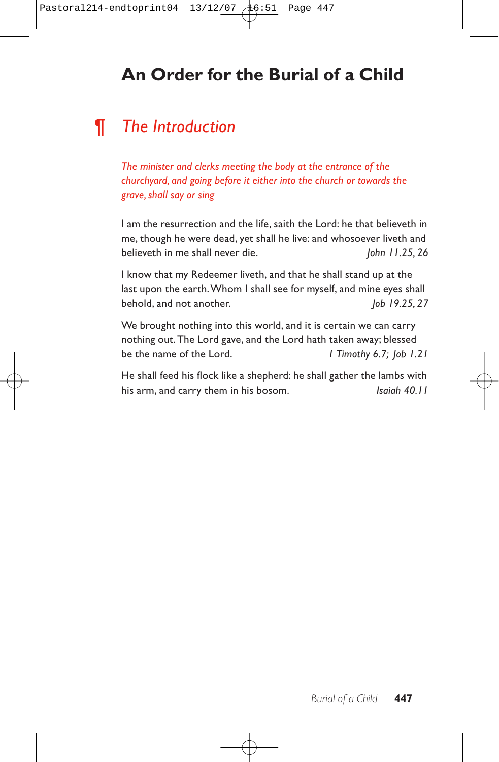# An Order for the Burial of a Child

## ¶ *The Introduction*

*The minister and clerks meeting the body at the entrance of the churchyard, and going before it either into the church or towards the grave, shall say or sing*

I am the resurrection and the life, saith the Lord: he that believeth in me, though he were dead, yet shall he live: and whosoever liveth and believeth in me shall never die. *John 11.25, 26*

I know that my Redeemer liveth, and that he shall stand up at the last upon the earth. Whom I shall see for myself, and mine eyes shall behold, and not another. *Job 19.25, 27*

We brought nothing into this world, and it is certain we can carry nothing out. The Lord gave, and the Lord hath taken away; blessed be the name of the Lord. *1 Timothy 6.7; Job 1.21*

He shall feed his flock like a shepherd: he shall gather the lambs with his arm, and carry them in his bosom. *Isaiah 40.11*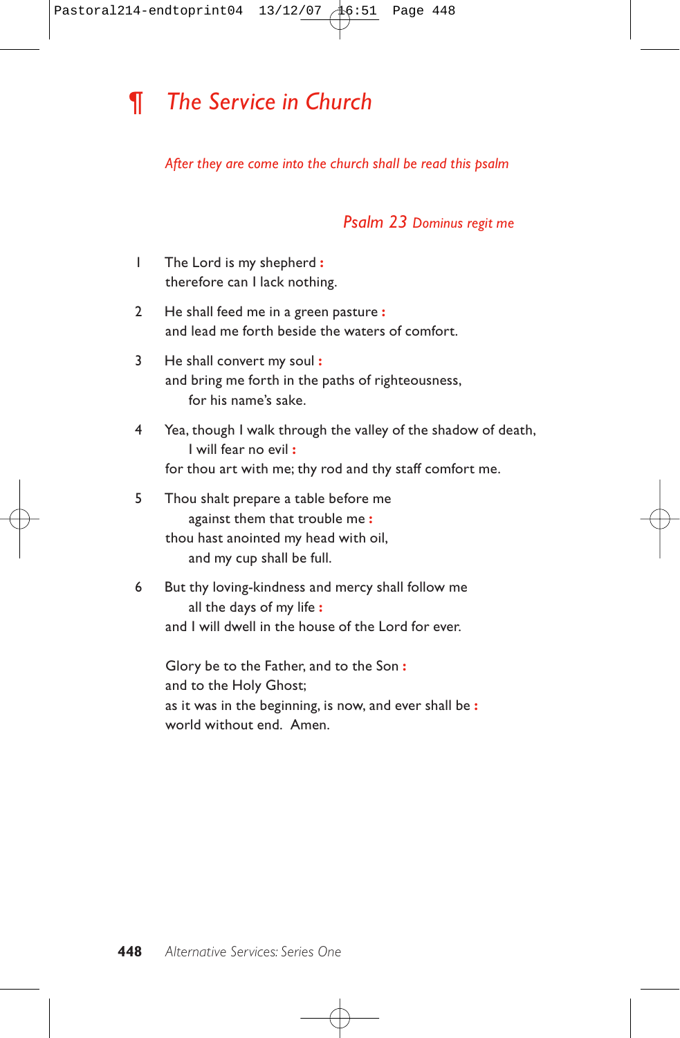# ¶ *The Service in Church*

*After they are come into the church shall be read this psalm*

### *Psalm 23* *Dominus regit me*

1 The Lord is my shepherd :
therefore can I lack nothing.

2 He shall feed me in a green pasture :
and lead me forth beside the waters of comfort.

3 He shall convert my soul :
and bring me forth in the paths of righteousness,
for his name's sake.

4 Yea, though I walk through the valley of the shadow of death,
I will fear no evil :
for thou art with me; thy rod and thy staff comfort me.

5 Thou shalt prepare a table before me
against them that trouble me :
thou hast anointed my head with oil,
and my cup shall be full.

6 But thy loving-kindness and mercy shall follow me
all the days of my life :
and I will dwell in the house of the Lord for ever.

Glory be to the Father, and to the Son :
and to the Holy Ghost;
as it was in the beginning, is now, and ever shall be :
world without end. Amen.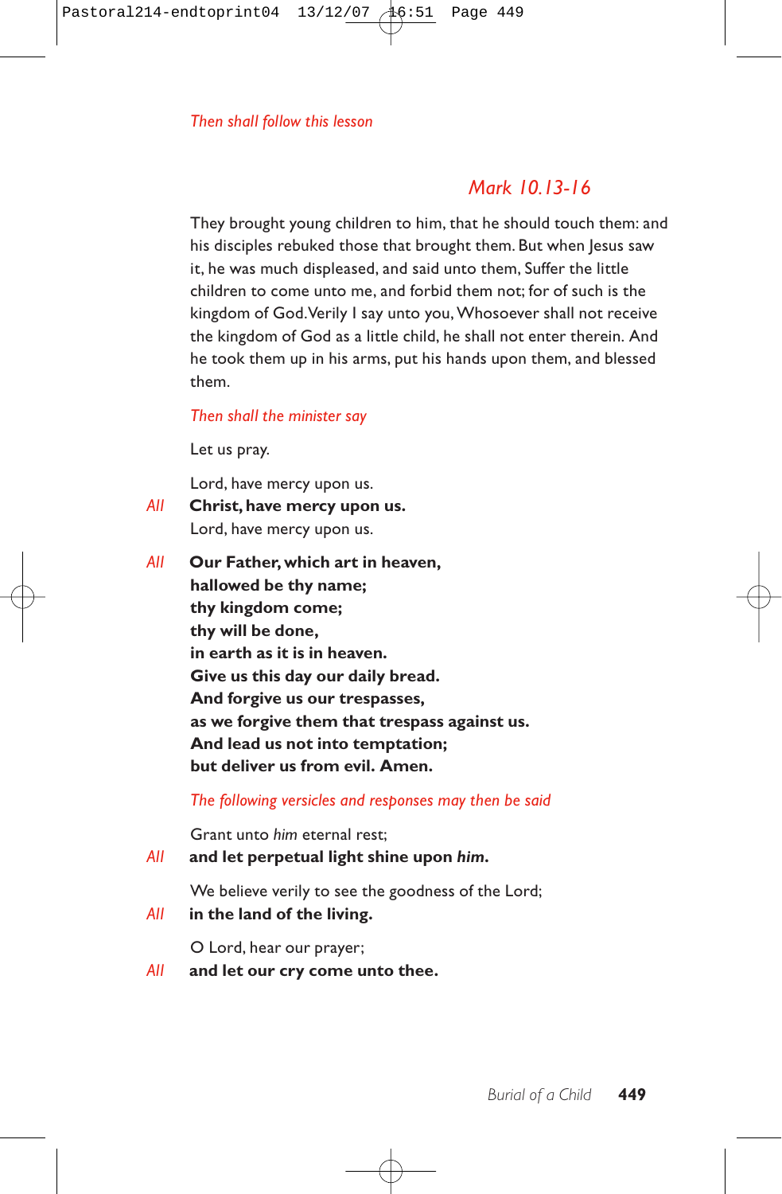*Then shall follow this lesson*

## *Mark 10.13-16*

They brought young children to him, that he should touch them: and his disciples rebuked those that brought them. But when Jesus saw it, he was much displeased, and said unto them, Suffer the little children to come unto me, and forbid them not; for of such is the kingdom of God. Verily I say unto you, Whosoever shall not receive the kingdom of God as a little child, he shall not enter therein. And he took them up in his arms, put his hands upon them, and blessed them.

*Then shall the minister say*

Let us pray.

Lord, have mercy upon us.
*All* **Christ, have mercy upon us.**
Lord, have mercy upon us.

*All* **Our Father, which art in heaven,**
**hallowed be thy name;**
**thy kingdom come;**
**thy will be done,**
**in earth as it is in heaven.**
**Give us this day our daily bread.**
**And forgive us our trespasses,**
**as we forgive them that trespass against us.**
**And lead us not into temptation;**
**but deliver us from evil. Amen.**

*The following versicles and responses may then be said*

Grant unto *him* eternal rest;
*All* **and let perpetual light shine upon *him*.**

We believe verily to see the goodness of the Lord;
*All* **in the land of the living.**

O Lord, hear our prayer;
*All* **and let our cry come unto thee.**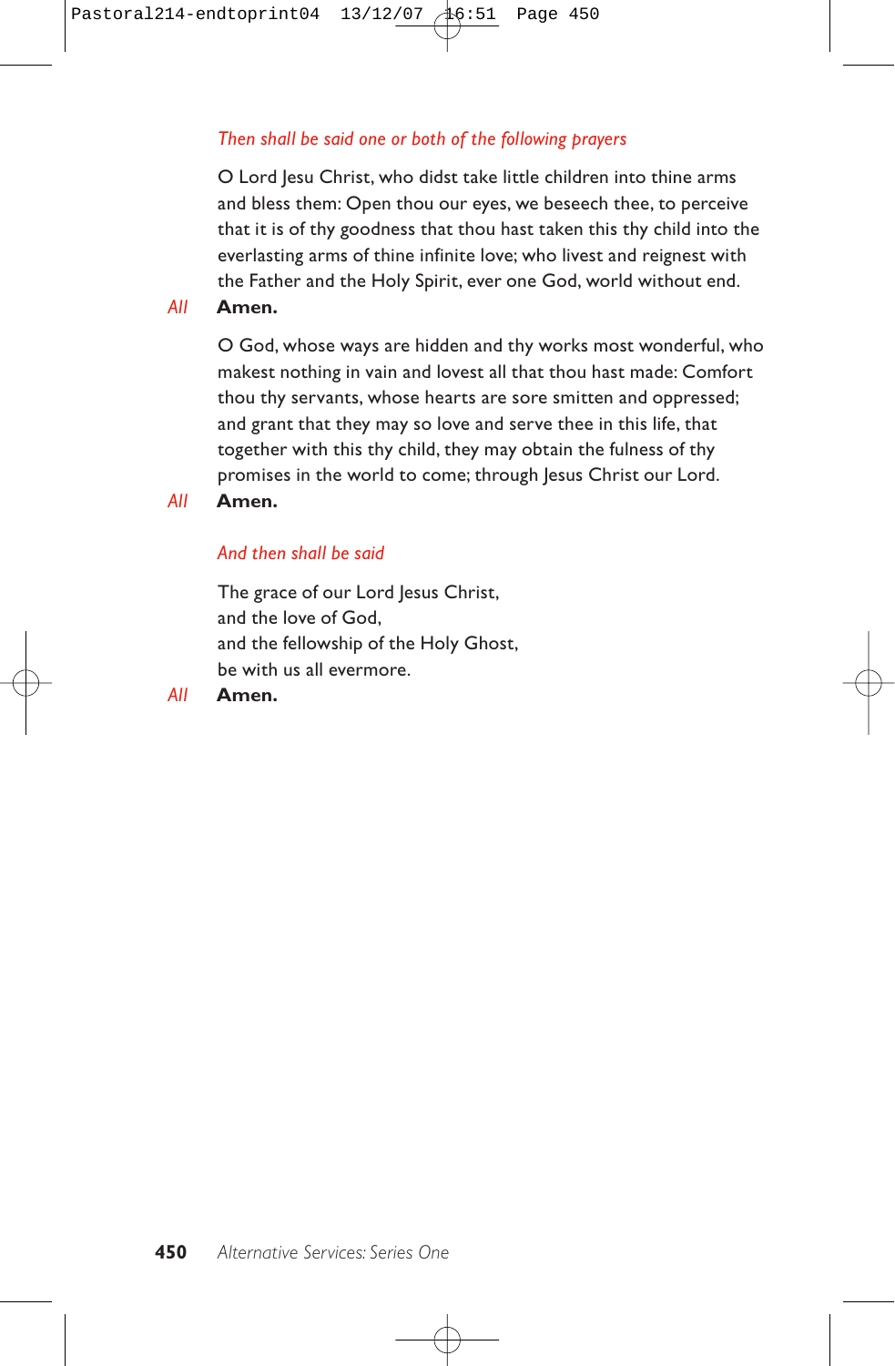*Then shall be said one or both of the following prayers*

O Lord Jesu Christ, who didst take little children into thine arms and bless them: Open thou our eyes, we beseech thee, to perceive that it is of thy goodness that thou hast taken this thy child into the everlasting arms of thine infinite love; who livest and reignest with the Father and the Holy Spirit, ever one God, world without end.

*All* **Amen.**

O God, whose ways are hidden and thy works most wonderful, who makest nothing in vain and lovest all that thou hast made: Comfort thou thy servants, whose hearts are sore smitten and oppressed; and grant that they may so love and serve thee in this life, that together with this thy child, they may obtain the fulness of thy promises in the world to come; through Jesus Christ our Lord.

*All* **Amen.**

*And then shall be said*

The grace of our Lord Jesus Christ,
and the love of God,
and the fellowship of the Holy Ghost,
be with us all evermore.

*All* **Amen.**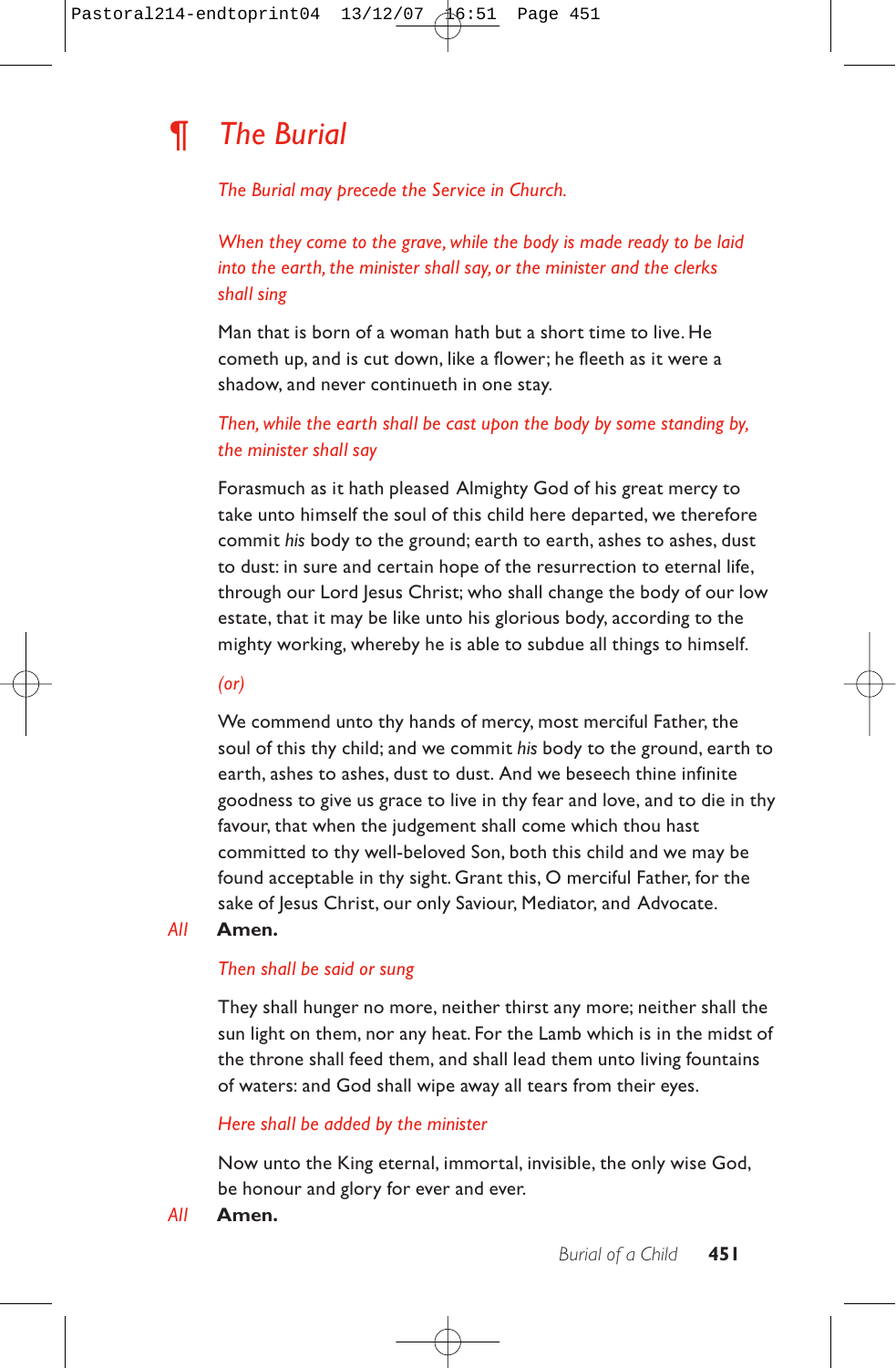# ¶ The Burial

*The Burial may precede the Service in Church.*

*When they come to the grave, while the body is made ready to be laid into the earth, the minister shall say, or the minister and the clerks shall sing*

Man that is born of a woman hath but a short time to live. He cometh up, and is cut down, like a flower; he fleeth as it were a shadow, and never continueth in one stay.

*Then, while the earth shall be cast upon the body by some standing by, the minister shall say*

Forasmuch as it hath pleased Almighty God of his great mercy to take unto himself the soul of this child here departed, we therefore commit *his* body to the ground; earth to earth, ashes to ashes, dust to dust: in sure and certain hope of the resurrection to eternal life, through our Lord Jesus Christ; who shall change the body of our low estate, that it may be like unto his glorious body, according to the mighty working, whereby he is able to subdue all things to himself.

*(or)*

We commend unto thy hands of mercy, most merciful Father, the soul of this thy child; and we commit *his* body to the ground, earth to earth, ashes to ashes, dust to dust. And we beseech thine infinite goodness to give us grace to live in thy fear and love, and to die in thy favour, that when the judgement shall come which thou hast committed to thy well-beloved Son, both this child and we may be found acceptable in thy sight. Grant this, O merciful Father, for the sake of Jesus Christ, our only Saviour, Mediator, and Advocate.

*All* **Amen.**

*Then shall be said or sung*

They shall hunger no more, neither thirst any more; neither shall the sun light on them, nor any heat. For the Lamb which is in the midst of the throne shall feed them, and shall lead them unto living fountains of waters: and God shall wipe away all tears from their eyes.

*Here shall be added by the minister*

Now unto the King eternal, immortal, invisible, the only wise God, be honour and glory for ever and ever.

*All* **Amen.**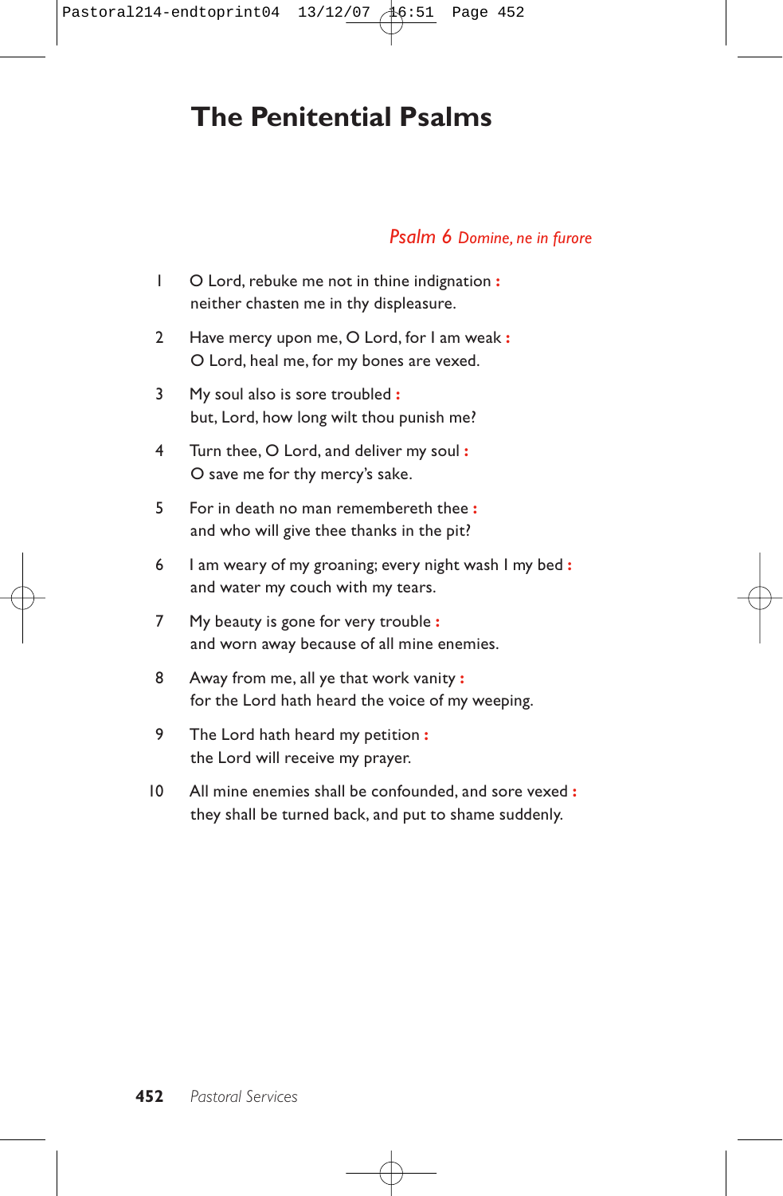# The Penitential Psalms

*Psalm 6 Domine, ne in furore*

1 O Lord, rebuke me not in thine indignation :
neither chasten me in thy displeasure.

2 Have mercy upon me, O Lord, for I am weak :
O Lord, heal me, for my bones are vexed.

3 My soul also is sore troubled :
but, Lord, how long wilt thou punish me?

4 Turn thee, O Lord, and deliver my soul :
O save me for thy mercy's sake.

5 For in death no man remembereth thee :
and who will give thee thanks in the pit?

6 I am weary of my groaning; every night wash I my bed :
and water my couch with my tears.

7 My beauty is gone for very trouble :
and worn away because of all mine enemies.

8 Away from me, all ye that work vanity :
for the Lord hath heard the voice of my weeping.

9 The Lord hath heard my petition :
the Lord will receive my prayer.

10 All mine enemies shall be confounded, and sore vexed :
they shall be turned back, and put to shame suddenly.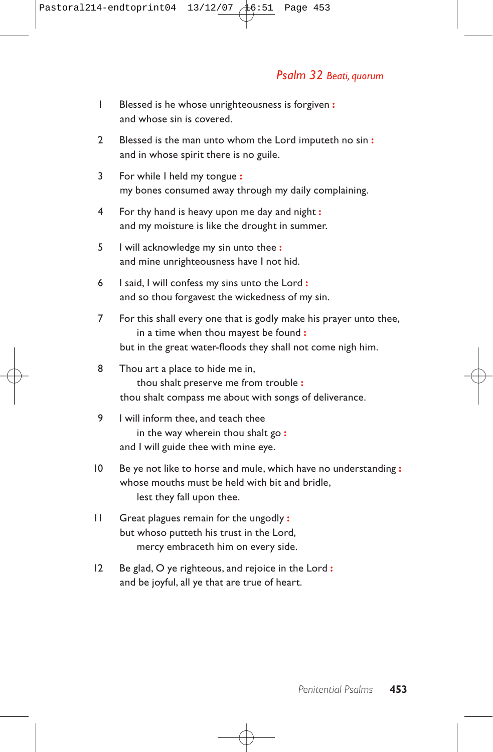## Psalm 32 *Beati, quorum*

1 Blessed is he whose unrighteousness is forgiven **:**
and whose sin is covered.

2 Blessed is the man unto whom the Lord imputeth no sin **:**
and in whose spirit there is no guile.

3 For while I held my tongue **:**
my bones consumed away through my daily complaining.

4 For thy hand is heavy upon me day and night **:**
and my moisture is like the drought in summer.

5 I will acknowledge my sin unto thee **:**
and mine unrighteousness have I not hid.

6 I said, I will confess my sins unto the Lord **:**
and so thou forgavest the wickedness of my sin.

7 For this shall every one that is godly make his prayer unto thee,
in a time when thou mayest be found **:**
but in the great water-floods they shall not come nigh him.

8 Thou art a place to hide me in,
thou shalt preserve me from trouble **:**
thou shalt compass me about with songs of deliverance.

9 I will inform thee, and teach thee
in the way wherein thou shalt go **:**
and I will guide thee with mine eye.

10 Be ye not like to horse and mule, which have no understanding **:**
whose mouths must be held with bit and bridle,
lest they fall upon thee.

11 Great plagues remain for the ungodly **:**
but whoso putteth his trust in the Lord,
mercy embraceth him on every side.

12 Be glad, O ye righteous, and rejoice in the Lord **:**
and be joyful, all ye that are true of heart.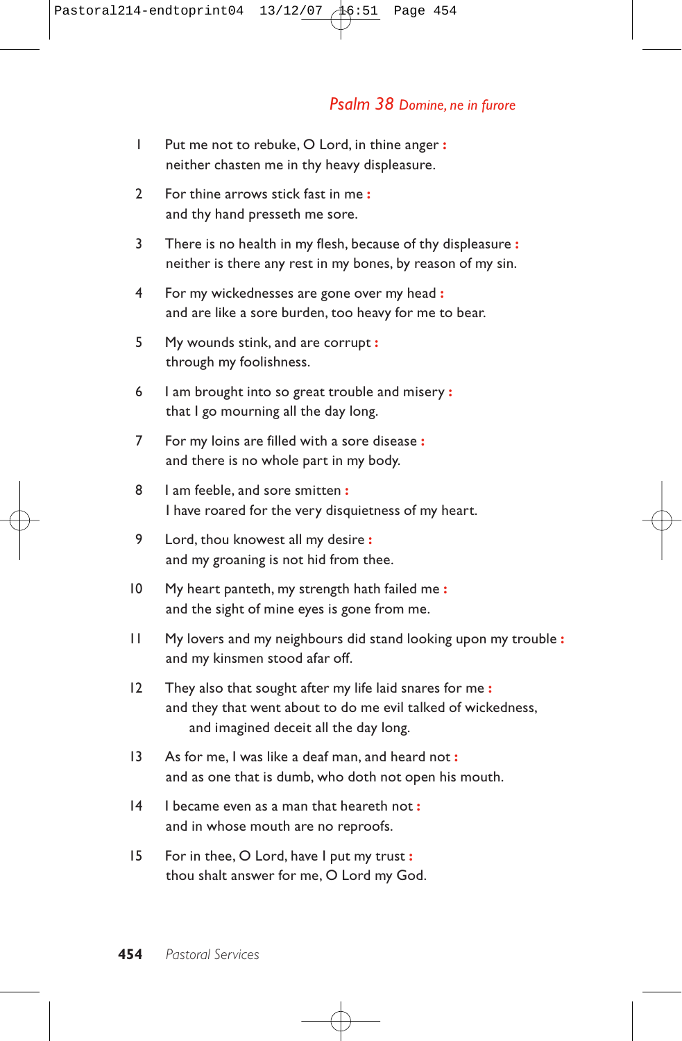## *Psalm 38 Domine, ne in furore*

1 Put me not to rebuke, O Lord, in thine anger **:**
neither chasten me in thy heavy displeasure.

2 For thine arrows stick fast in me **:**
and thy hand presseth me sore.

3 There is no health in my flesh, because of thy displeasure **:**
neither is there any rest in my bones, by reason of my sin.

4 For my wickednesses are gone over my head **:**
and are like a sore burden, too heavy for me to bear.

5 My wounds stink, and are corrupt **:**
through my foolishness.

6 I am brought into so great trouble and misery **:**
that I go mourning all the day long.

7 For my loins are filled with a sore disease **:**
and there is no whole part in my body.

8 I am feeble, and sore smitten **:**
I have roared for the very disquietness of my heart.

9 Lord, thou knowest all my desire **:**
and my groaning is not hid from thee.

10 My heart panteth, my strength hath failed me **:**
and the sight of mine eyes is gone from me.

11 My lovers and my neighbours did stand looking upon my trouble **:**
and my kinsmen stood afar off.

12 They also that sought after my life laid snares for me **:**
and they that went about to do me evil talked of wickedness,
and imagined deceit all the day long.

13 As for me, I was like a deaf man, and heard not **:**
and as one that is dumb, who doth not open his mouth.

14 I became even as a man that heareth not **:**
and in whose mouth are no reproofs.

15 For in thee, O Lord, have I put my trust **:**
thou shalt answer for me, O Lord my God.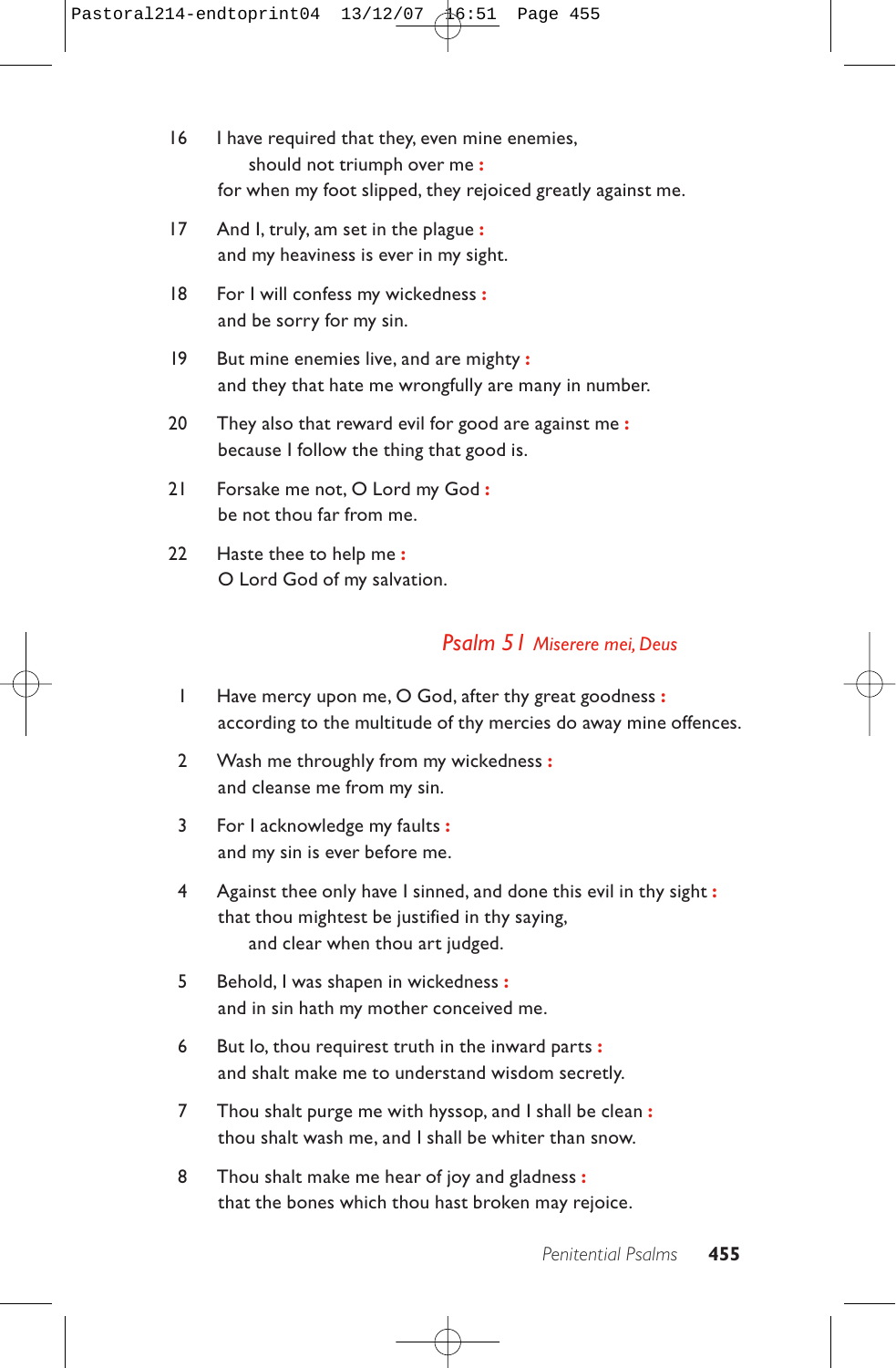16 I have required that they, even mine enemies,
   should not triumph over me **:**
 for when my foot slipped, they rejoiced greatly against me.

17 And I, truly, am set in the plague **:**
 and my heaviness is ever in my sight.

18 For I will confess my wickedness **:**
 and be sorry for my sin.

19 But mine enemies live, and are mighty **:**
 and they that hate me wrongfully are many in number.

20 They also that reward evil for good are against me **:**
 because I follow the thing that good is.

21 Forsake me not, O Lord my God **:**
 be not thou far from me.

22 Haste thee to help me **:**
 O Lord God of my salvation.

## *Psalm 51 Miserere mei, Deus*

1 Have mercy upon me, O God, after thy great goodness **:**
 according to the multitude of thy mercies do away mine offences.

2 Wash me throughly from my wickedness **:**
 and cleanse me from my sin.

3 For I acknowledge my faults **:**
 and my sin is ever before me.

4 Against thee only have I sinned, and done this evil in thy sight **:**
 that thou mightest be justified in thy saying,
   and clear when thou art judged.

5 Behold, I was shapen in wickedness **:**
 and in sin hath my mother conceived me.

6 But lo, thou requirest truth in the inward parts **:**
 and shalt make me to understand wisdom secretly.

7 Thou shalt purge me with hyssop, and I shall be clean **:**
 thou shalt wash me, and I shall be whiter than snow.

8 Thou shalt make me hear of joy and gladness **:**
 that the bones which thou hast broken may rejoice.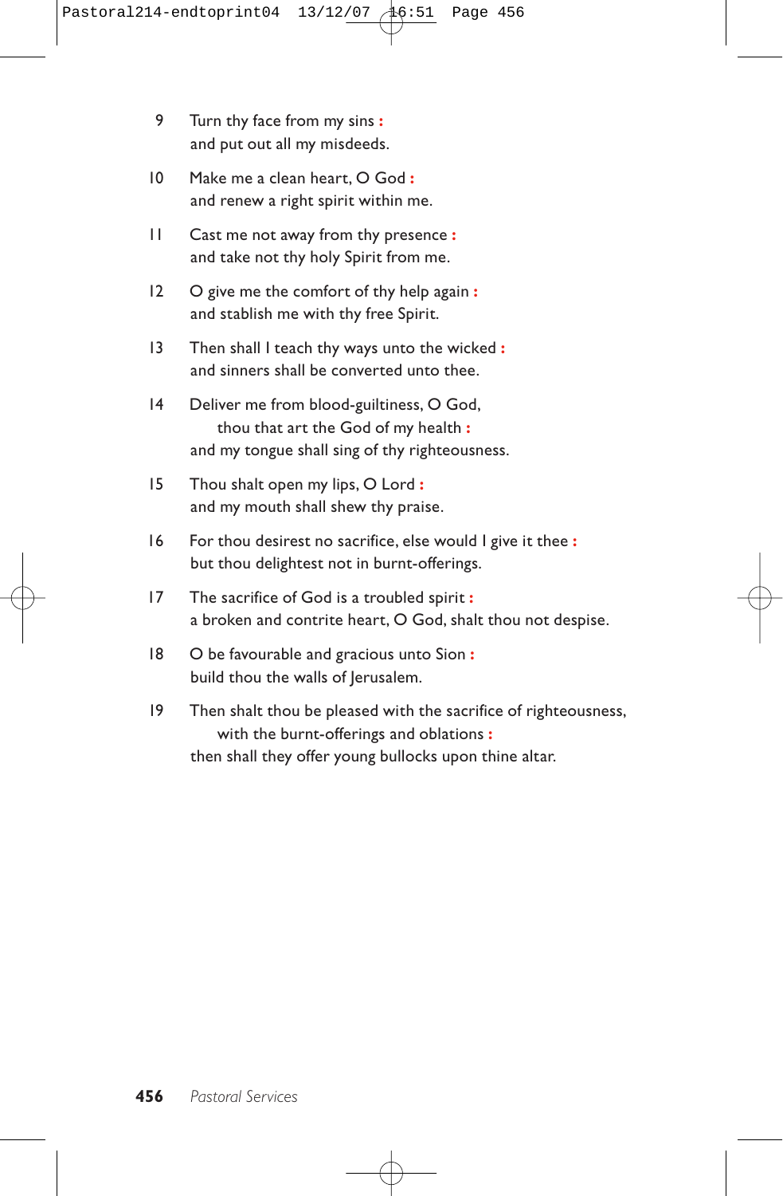9 Turn thy face from my sins **:**
and put out all my misdeeds.

10 Make me a clean heart, O God **:**
and renew a right spirit within me.

11 Cast me not away from thy presence **:**
and take not thy holy Spirit from me.

12 O give me the comfort of thy help again **:**
and stablish me with thy free Spirit.

13 Then shall I teach thy ways unto the wicked **:**
and sinners shall be converted unto thee.

14 Deliver me from blood-guiltiness, O God,
    thou that art the God of my health **:**
and my tongue shall sing of thy righteousness.

15 Thou shalt open my lips, O Lord **:**
and my mouth shall shew thy praise.

16 For thou desirest no sacrifice, else would I give it thee **:**
but thou delightest not in burnt-offerings.

17 The sacrifice of God is a troubled spirit **:**
a broken and contrite heart, O God, shalt thou not despise.

18 O be favourable and gracious unto Sion **:**
build thou the walls of Jerusalem.

19 Then shalt thou be pleased with the sacrifice of righteousness,
    with the burnt-offerings and oblations **:**
then shall they offer young bullocks upon thine altar.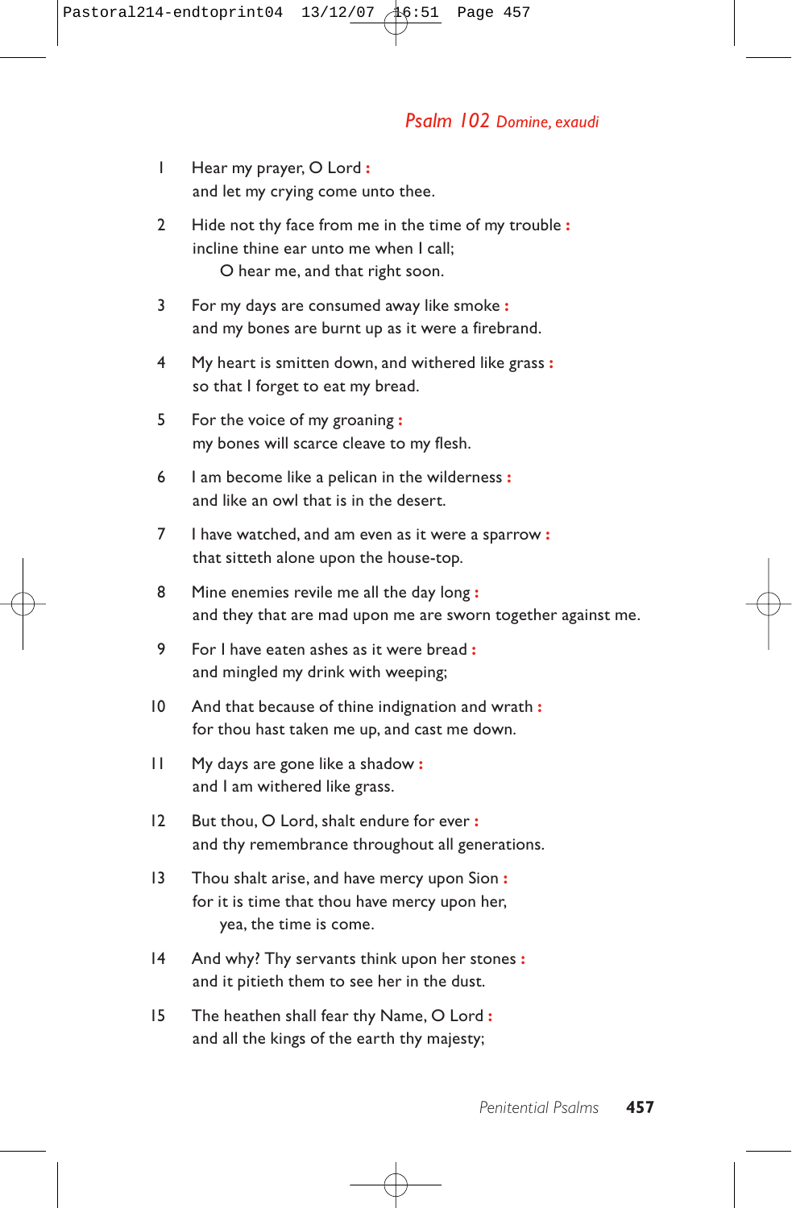## *Psalm 102 Domine, exaudi*

1 Hear my prayer, O Lord **:**
and let my crying come unto thee.

2 Hide not thy face from me in the time of my trouble **:**
incline thine ear unto me when I call;
O hear me, and that right soon.

3 For my days are consumed away like smoke **:**
and my bones are burnt up as it were a firebrand.

4 My heart is smitten down, and withered like grass **:**
so that I forget to eat my bread.

5 For the voice of my groaning **:**
my bones will scarce cleave to my flesh.

6 I am become like a pelican in the wilderness **:**
and like an owl that is in the desert.

7 I have watched, and am even as it were a sparrow **:**
that sitteth alone upon the house-top.

8 Mine enemies revile me all the day long **:**
and they that are mad upon me are sworn together against me.

9 For I have eaten ashes as it were bread **:**
and mingled my drink with weeping;

10 And that because of thine indignation and wrath **:**
for thou hast taken me up, and cast me down.

11 My days are gone like a shadow **:**
and I am withered like grass.

12 But thou, O Lord, shalt endure for ever **:**
and thy remembrance throughout all generations.

13 Thou shalt arise, and have mercy upon Sion **:**
for it is time that thou have mercy upon her,
yea, the time is come.

14 And why? Thy servants think upon her stones **:**
and it pitieth them to see her in the dust.

15 The heathen shall fear thy Name, O Lord **:**
and all the kings of the earth thy majesty;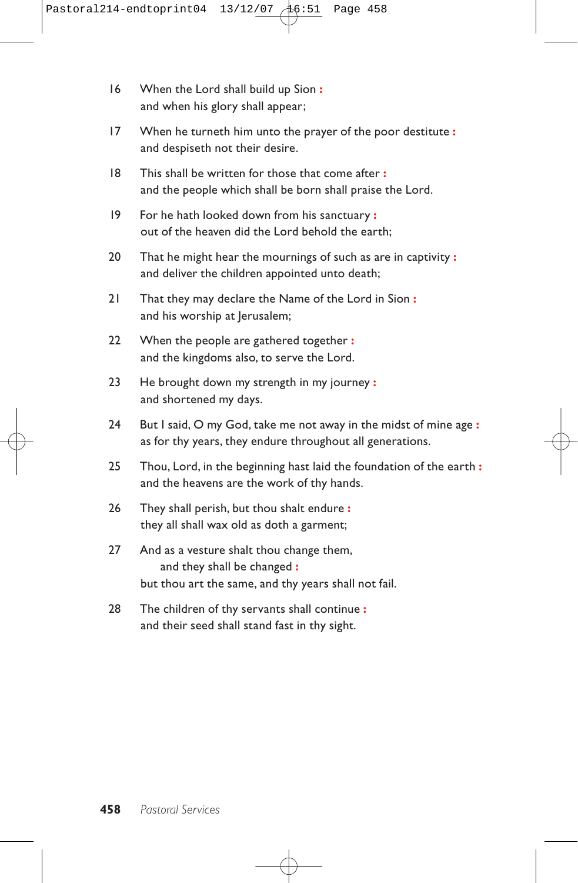16 When the Lord shall build up Sion :
and when his glory shall appear;

17 When he turneth him unto the prayer of the poor destitute :
and despiseth not their desire.

18 This shall be written for those that come after :
and the people which shall be born shall praise the Lord.

19 For he hath looked down from his sanctuary :
out of the heaven did the Lord behold the earth;

20 That he might hear the mournings of such as are in captivity :
and deliver the children appointed unto death;

21 That they may declare the Name of the Lord in Sion :
and his worship at Jerusalem;

22 When the people are gathered together :
and the kingdoms also, to serve the Lord.

23 He brought down my strength in my journey :
and shortened my days.

24 But I said, O my God, take me not away in the midst of mine age :
as for thy years, they endure throughout all generations.

25 Thou, Lord, in the beginning hast laid the foundation of the earth :
and the heavens are the work of thy hands.

26 They shall perish, but thou shalt endure :
they all shall wax old as doth a garment;

27 And as a vesture shalt thou change them,
and they shall be changed :
but thou art the same, and thy years shall not fail.

28 The children of thy servants shall continue :
and their seed shall stand fast in thy sight.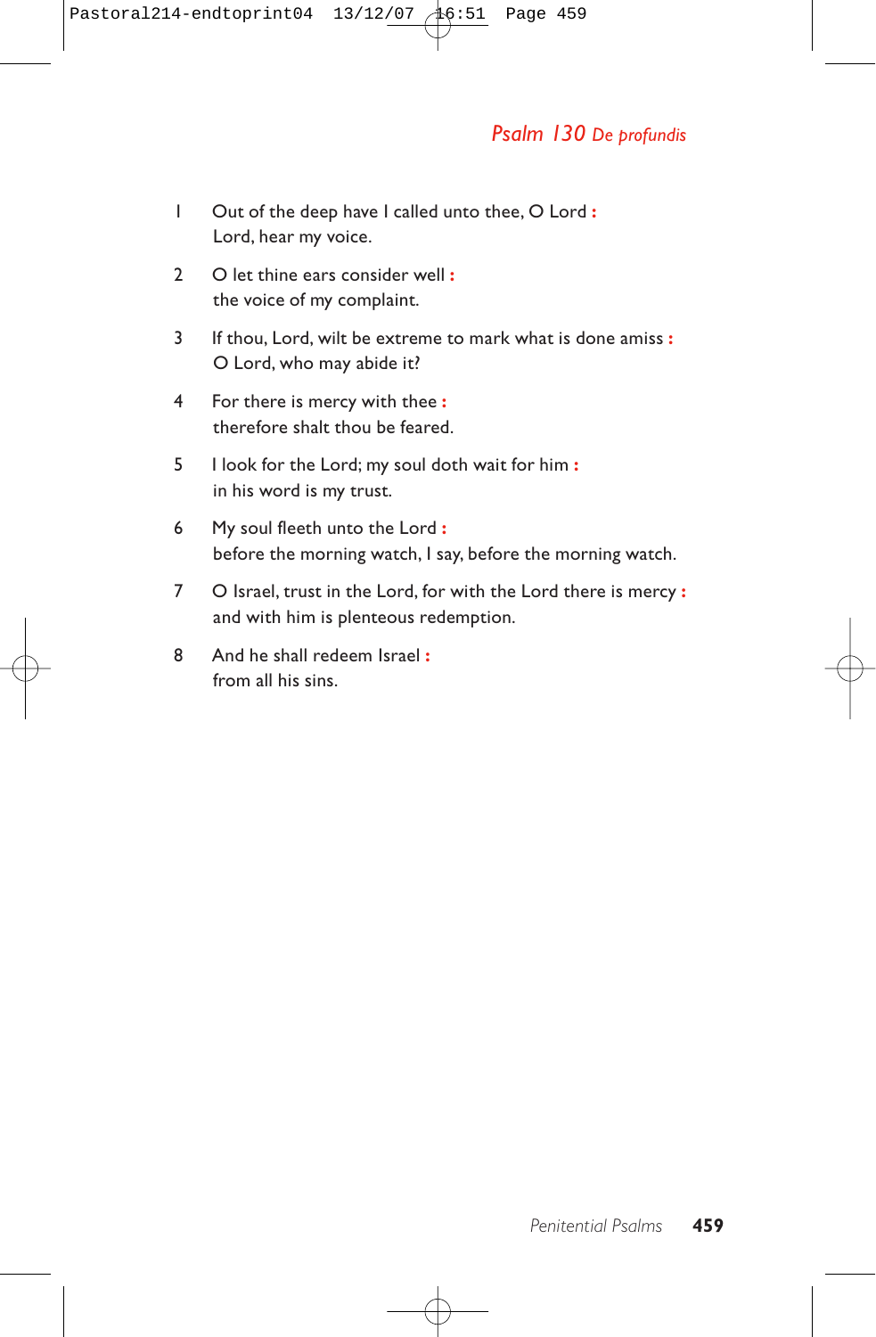## *Psalm 130 De profundis*

1 Out of the deep have I called unto thee, O Lord **:**
Lord, hear my voice.

2 O let thine ears consider well **:**
the voice of my complaint.

3 If thou, Lord, wilt be extreme to mark what is done amiss **:**
O Lord, who may abide it?

4 For there is mercy with thee **:**
therefore shalt thou be feared.

5 I look for the Lord; my soul doth wait for him **:**
in his word is my trust.

6 My soul fleeth unto the Lord **:**
before the morning watch, I say, before the morning watch.

7 O Israel, trust in the Lord, for with the Lord there is mercy **:**
and with him is plenteous redemption.

8 And he shall redeem Israel **:**
from all his sins.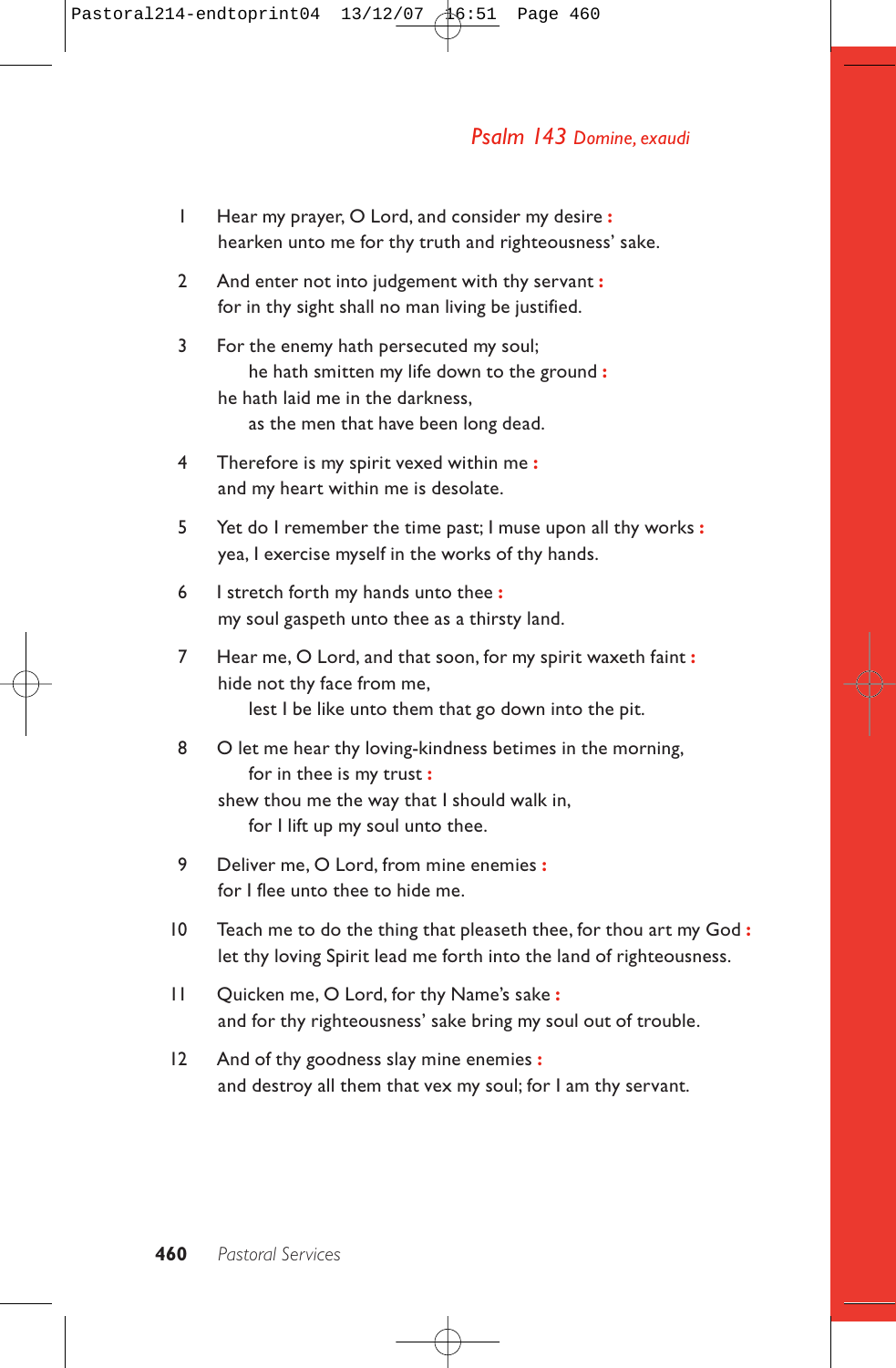## *Psalm 143 Domine, exaudi*

1 Hear my prayer, O Lord, and consider my desire :
hearken unto me for thy truth and righteousness' sake.

2 And enter not into judgement with thy servant :
for in thy sight shall no man living be justified.

3 For the enemy hath persecuted my soul;
he hath smitten my life down to the ground :
he hath laid me in the darkness,
as the men that have been long dead.

4 Therefore is my spirit vexed within me :
and my heart within me is desolate.

5 Yet do I remember the time past; I muse upon all thy works :
yea, I exercise myself in the works of thy hands.

6 I stretch forth my hands unto thee :
my soul gaspeth unto thee as a thirsty land.

7 Hear me, O Lord, and that soon, for my spirit waxeth faint :
hide not thy face from me,
lest I be like unto them that go down into the pit.

8 O let me hear thy loving-kindness betimes in the morning,
for in thee is my trust :
shew thou me the way that I should walk in,
for I lift up my soul unto thee.

9 Deliver me, O Lord, from mine enemies :
for I flee unto thee to hide me.

10 Teach me to do the thing that pleaseth thee, for thou art my God :
let thy loving Spirit lead me forth into the land of righteousness.

11 Quicken me, O Lord, for thy Name's sake :
and for thy righteousness' sake bring my soul out of trouble.

12 And of thy goodness slay mine enemies :
and destroy all them that vex my soul; for I am thy servant.